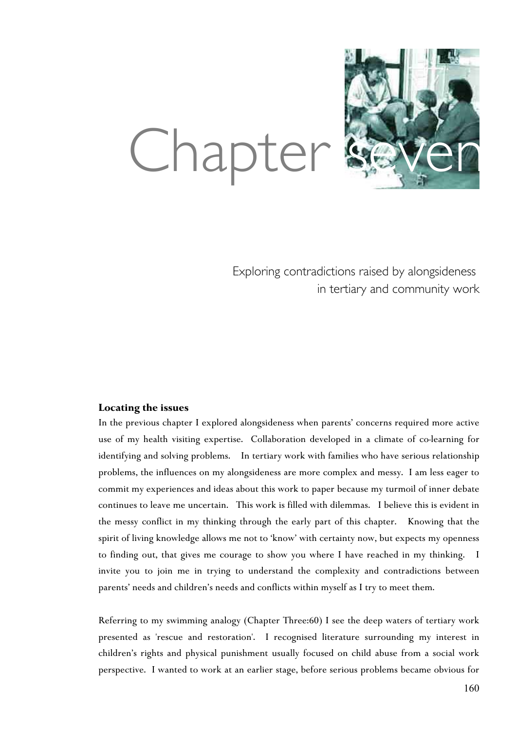# Chapter seven

## Exploring contradictions raised by alongsideness in tertiary and community work

### Locating the issues

In the previous chapter I explored alongsideness when parents' concerns required more active use of my health visiting expertise. Collaboration developed in a climate of co-learning for identifying and solving problems. In tertiary work with families who have serious relationship problems, the influences on my alongsideness are more complex and messy. I am less eager to commit my experiences and ideas about this work to paper because my turmoil of inner debate continues to leave me uncertain. This work is filled with dilemmas. I believe this is evident in the messy conflict in my thinking through the early part of this chapter. Knowing that the spirit of living knowledge allows me not to 'know' with certainty now, but expects my openness to finding out, that gives me courage to show you where I have reached in my thinking. I invite you to join me in trying to understand the complexity and contradictions between parents' needs and children's needs and conflicts within myself as I try to meet them.

Referring to my swimming analogy (Chapter Three:60) I see the deep waters of tertiary work presented as 'rescue and restoration'. I recognised literature surrounding my interest in children's rights and physical punishment usually focused on child abuse from a social work perspective. I wanted to work at an earlier stage, before serious problems became obvious for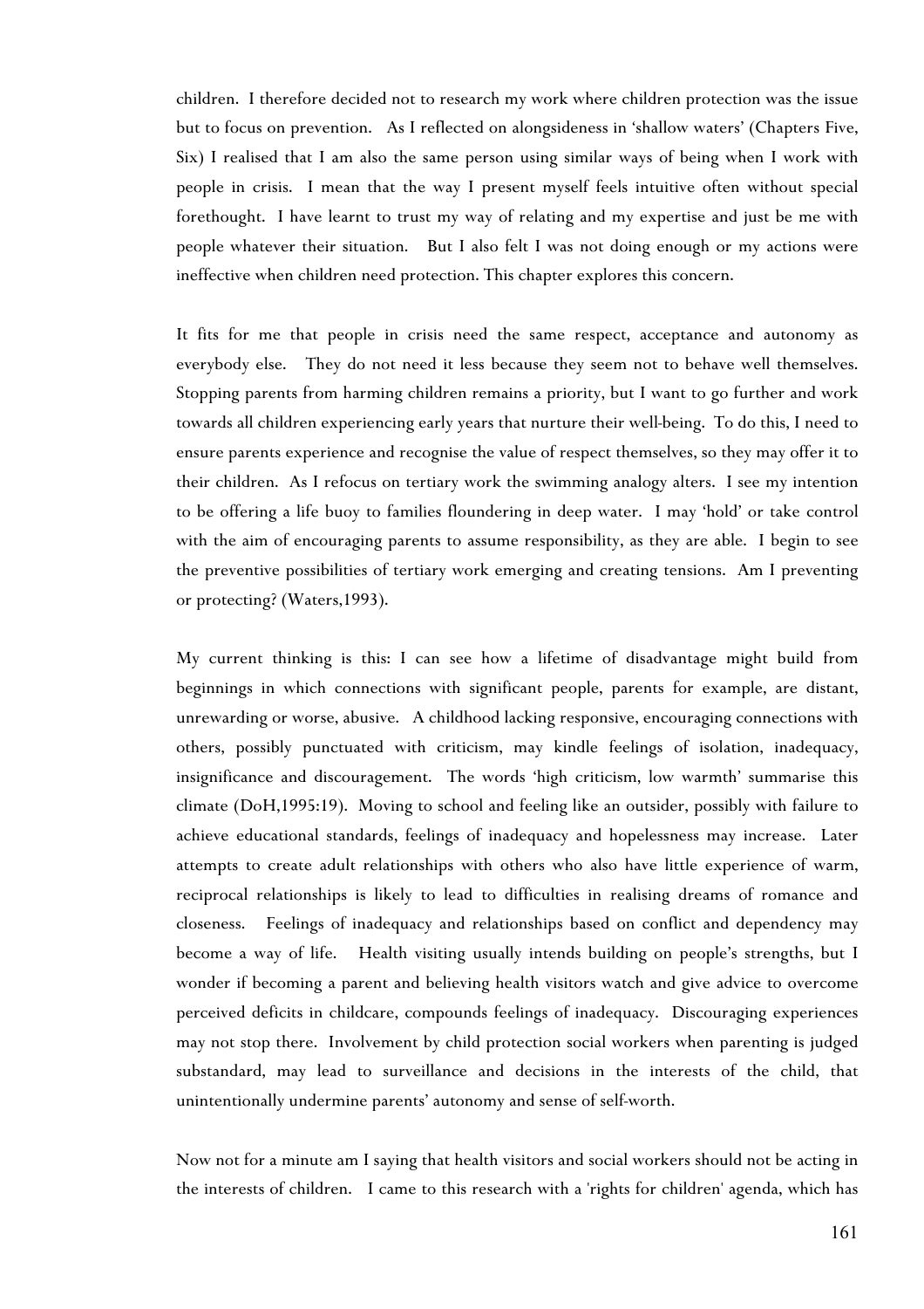children. I therefore decided not to research my work where children protection was the issue but to focus on prevention. As I reflected on alongsideness in 'shallow waters' (Chapters Five, Six) I realised that I am also the same person using similar ways of being when I work with people in crisis. I mean that the way I present myself feels intuitive often without special forethought. I have learnt to trust my way of relating and my expertise and just be me with people whatever their situation. But I also felt I was not doing enough or my actions were ineffective when children need protection. This chapter explores this concern.

It fits for me that people in crisis need the same respect, acceptance and autonomy as everybody else. They do not need it less because they seem not to behave well themselves. Stopping parents from harming children remains a priority, but I want to go further and work towards all children experiencing early years that nurture their well-being. To do this, I need to ensure parents experience and recognise the value of respect themselves, so they may offer it to their children. As I refocus on tertiary work the swimming analogy alters. I see my intention to be offering a life buoy to families floundering in deep water. I may 'hold' or take control with the aim of encouraging parents to assume responsibility, as they are able. I begin to see the preventive possibilities of tertiary work emerging and creating tensions. Am I preventing or protecting? (Waters,1993).

My current thinking is this: I can see how a lifetime of disadvantage might build from beginnings in which connections with significant people, parents for example, are distant, unrewarding or worse, abusive. A childhood lacking responsive, encouraging connections with others, possibly punctuated with criticism, may kindle feelings of isolation, inadequacy, insignificance and discouragement. The words 'high criticism, low warmth' summarise this climate (DoH,1995:19). Moving to school and feeling like an outsider, possibly with failure to achieve educational standards, feelings of inadequacy and hopelessness may increase. Later attempts to create adult relationships with others who also have little experience of warm, reciprocal relationships is likely to lead to difficulties in realising dreams of romance and closeness. Feelings of inadequacy and relationships based on conflict and dependency may become a way of life. Health visiting usually intends building on people's strengths, but I wonder if becoming a parent and believing health visitors watch and give advice to overcome perceived deficits in childcare, compounds feelings of inadequacy. Discouraging experiences may not stop there. Involvement by child protection social workers when parenting is judged substandard, may lead to surveillance and decisions in the interests of the child, that unintentionally undermine parents' autonomy and sense of self-worth.

Now not for a minute am I saying that health visitors and social workers should not be acting in the interests of children. I came to this research with a 'rights for children' agenda, which has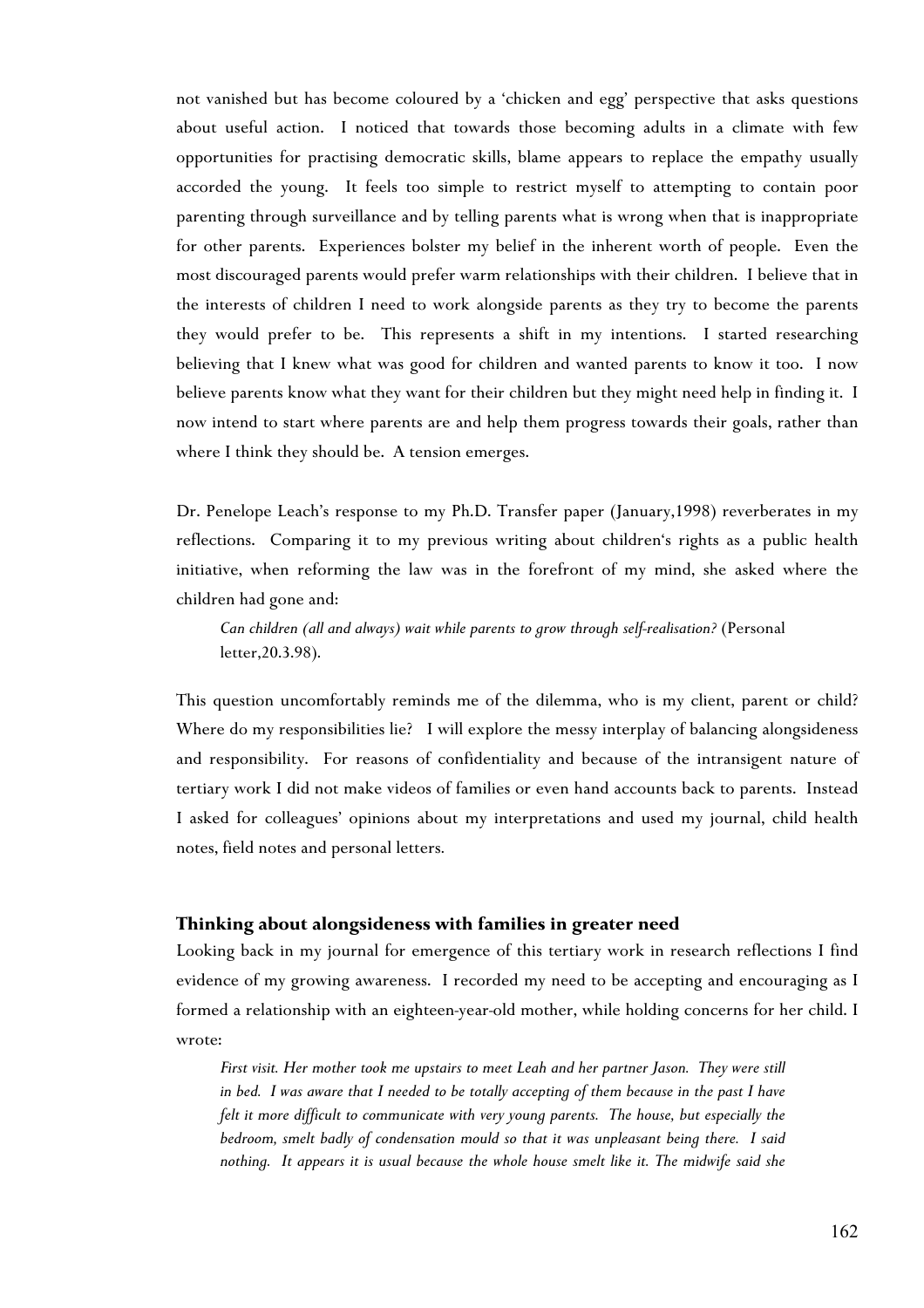not vanished but has become coloured by a 'chicken and egg' perspective that asks questions about useful action. I noticed that towards those becoming adults in a climate with few opportunities for practising democratic skills, blame appears to replace the empathy usually accorded the young. It feels too simple to restrict myself to attempting to contain poor parenting through surveillance and by telling parents what is wrong when that is inappropriate for other parents. Experiences bolster my belief in the inherent worth of people. Even the most discouraged parents would prefer warm relationships with their children. I believe that in the interests of children I need to work alongside parents as they try to become the parents they would prefer to be. This represents a shift in my intentions. I started researching believing that I knew what was good for children and wanted parents to know it too. I now believe parents know what they want for their children but they might need help in finding it. I now intend to start where parents are and help them progress towards their goals, rather than where I think they should be. A tension emerges.

Dr. Penelope Leach's response to my Ph.D. Transfer paper (January,1998) reverberates in my reflections. Comparing it to my previous writing about children's rights as a public health initiative, when reforming the law was in the forefront of my mind, she asked where the children had gone and:

> *Can children (all and always) wait while parents to grow through self-realisation?* (Personal letter,20.3.98).

This question uncomfortably reminds me of the dilemma, who is my client, parent or child? Where do my responsibilities lie? I will explore the messy interplay of balancing alongsideness and responsibility. For reasons of confidentiality and because of the intransigent nature of tertiary work I did not make videos of families or even hand accounts back to parents. Instead I asked for colleagues' opinions about my interpretations and used my journal, child health notes, field notes and personal letters.

### Thinking about alongsideness with families in greater need

Looking back in my journal for emergence of this tertiary work in research reflections I find evidence of my growing awareness. I recorded my need to be accepting and encouraging as I formed a relationship with an eighteen-year-old mother, while holding concerns for her child. I wrote:

> *First visit. Her mother took me upstairs to meet Leah and her partner Jason. They were still in bed. I was aware that I needed to be totally accepting of them because in the past I have felt it more difficult to communicate with very young parents. The house, but especially the bedroom, smelt badly of condensation mould so that it was unpleasant being there. I said nothing. It appears it is usual because the whole house smelt like it. The midwife said she*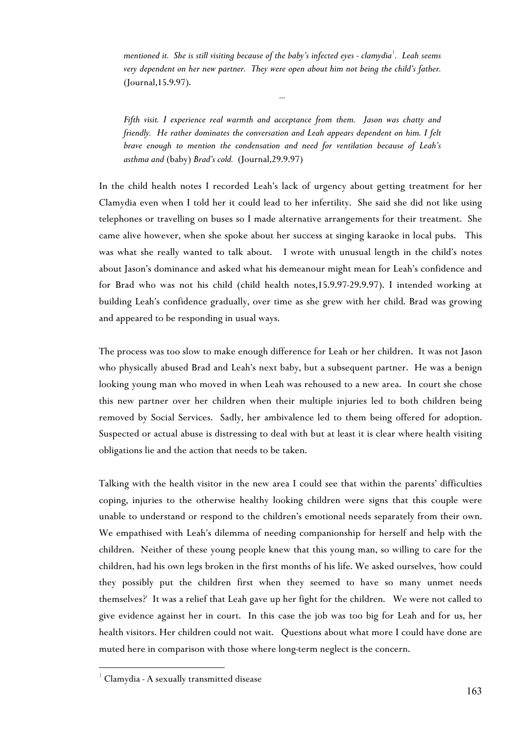> *mentioned it. She is still visiting because of the baby's infected eyes - clamydia*[1]*. Leah seems very dependent on her new partner. They were open about him not being the child's father.* (Journal,15.9.97).
>
> ...
>
> *Fifth visit. I experience real warmth and acceptance from them. Jason was chatty and friendly. He rather dominates the conversation and Leah appears dependent on him. I felt brave enough to mention the condensation and need for ventilation because of Leah's asthma and* (baby) *Brad's cold.* (Journal,29.9.97)

In the child health notes I recorded Leah's lack of urgency about getting treatment for her Clamydia even when I told her it could lead to her infertility. She said she did not like using telephones or travelling on buses so I made alternative arrangements for their treatment. She came alive however, when she spoke about her success at singing karaoke in local pubs. This was what she really wanted to talk about. I wrote with unusual length in the child's notes about Jason's dominance and asked what his demeanour might mean for Leah's confidence and for Brad who was not his child (child health notes,15.9.97-29.9.97). I intended working at building Leah's confidence gradually, over time as she grew with her child. Brad was growing and appeared to be responding in usual ways.

The process was too slow to make enough difference for Leah or her children. It was not Jason who physically abused Brad and Leah's next baby, but a subsequent partner. He was a benign looking young man who moved in when Leah was rehoused to a new area. In court she chose this new partner over her children when their multiple injuries led to both children being removed by Social Services. Sadly, her ambivalence led to them being offered for adoption. Suspected or actual abuse is distressing to deal with but at least it is clear where health visiting obligations lie and the action that needs to be taken.

Talking with the health visitor in the new area I could see that within the parents' difficulties coping, injuries to the otherwise healthy looking children were signs that this couple were unable to understand or respond to the children's emotional needs separately from their own. We empathised with Leah's dilemma of needing companionship for herself and help with the children. Neither of these young people knew that this young man, so willing to care for the children, had his own legs broken in the first months of his life. We asked ourselves, 'how could they possibly put the children first when they seemed to have so many unmet needs themselves?' It was a relief that Leah gave up her fight for the children. We were not called to give evidence against her in court. In this case the job was too big for Leah and for us, her health visitors. Her children could not wait. Questions about what more I could have done are muted here in comparison with those where long-term neglect is the concern.

---

[1] Clamydia - A sexually transmitted disease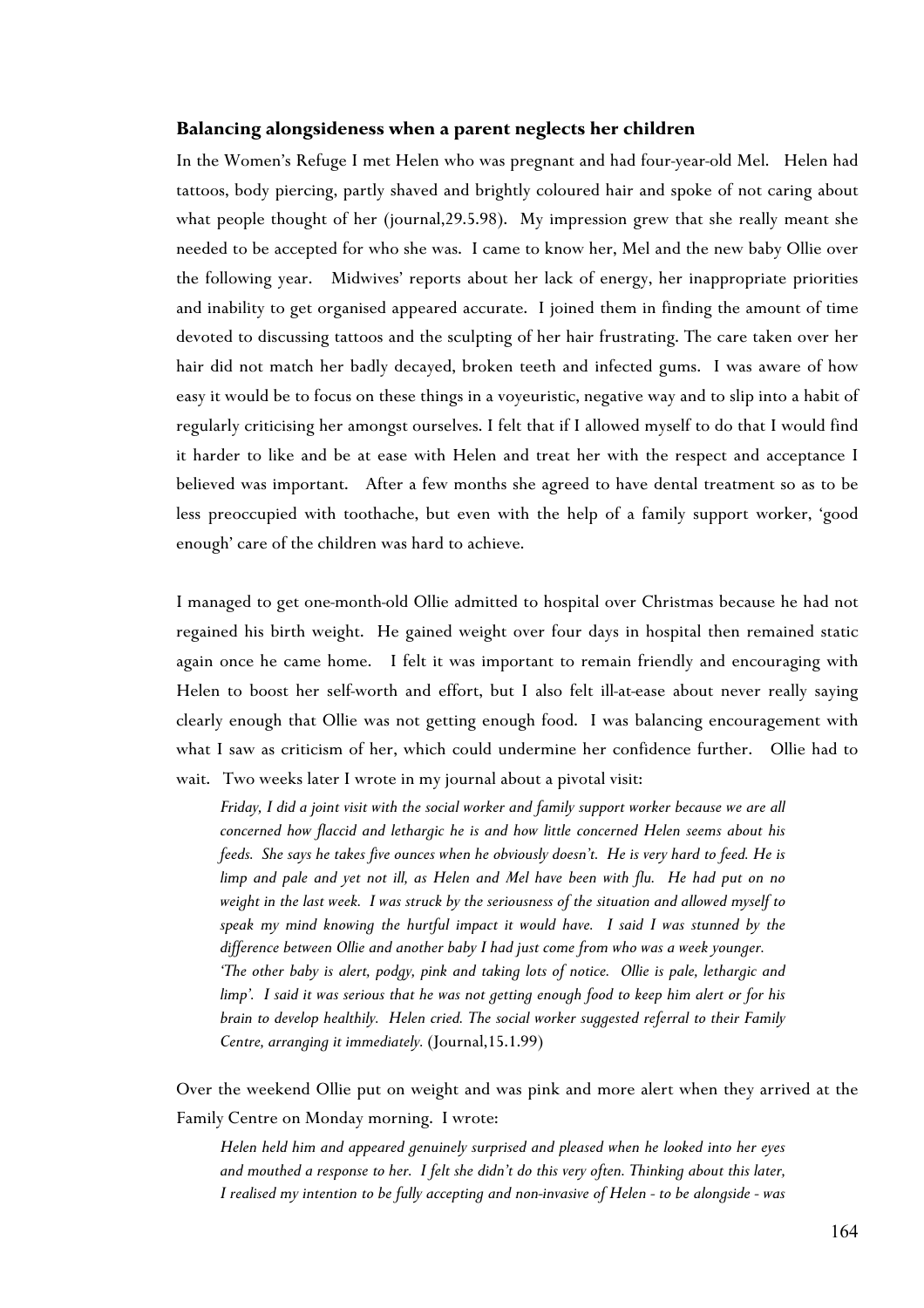### **Balancing alongsideness when a parent neglects her children**

In the Women's Refuge I met Helen who was pregnant and had four-year-old Mel. Helen had tattoos, body piercing, partly shaved and brightly coloured hair and spoke of not caring about what people thought of her (journal,29.5.98). My impression grew that she really meant she needed to be accepted for who she was. I came to know her, Mel and the new baby Ollie over the following year. Midwives' reports about her lack of energy, her inappropriate priorities and inability to get organised appeared accurate. I joined them in finding the amount of time devoted to discussing tattoos and the sculpting of her hair frustrating. The care taken over her hair did not match her badly decayed, broken teeth and infected gums. I was aware of how easy it would be to focus on these things in a voyeuristic, negative way and to slip into a habit of regularly criticising her amongst ourselves. I felt that if I allowed myself to do that I would find it harder to like and be at ease with Helen and treat her with the respect and acceptance I believed was important. After a few months she agreed to have dental treatment so as to be less preoccupied with toothache, but even with the help of a family support worker, 'good enough' care of the children was hard to achieve.

I managed to get one-month-old Ollie admitted to hospital over Christmas because he had not regained his birth weight. He gained weight over four days in hospital then remained static again once he came home. I felt it was important to remain friendly and encouraging with Helen to boost her self-worth and effort, but I also felt ill-at-ease about never really saying clearly enough that Ollie was not getting enough food. I was balancing encouragement with what I saw as criticism of her, which could undermine her confidence further. Ollie had to wait. Two weeks later I wrote in my journal about a pivotal visit:

> *Friday, I did a joint visit with the social worker and family support worker because we are all concerned how flaccid and lethargic he is and how little concerned Helen seems about his feeds. She says he takes five ounces when he obviously doesn't. He is very hard to feed. He is limp and pale and yet not ill, as Helen and Mel have been with flu. He had put on no weight in the last week. I was struck by the seriousness of the situation and allowed myself to speak my mind knowing the hurtful impact it would have. I said I was stunned by the difference between Ollie and another baby I had just come from who was a week younger. 'The other baby is alert, podgy, pink and taking lots of notice. Ollie is pale, lethargic and limp'. I said it was serious that he was not getting enough food to keep him alert or for his brain to develop healthily. Helen cried. The social worker suggested referral to their Family Centre, arranging it immediately.* (Journal,15.1.99)

Over the weekend Ollie put on weight and was pink and more alert when they arrived at the Family Centre on Monday morning. I wrote:

> *Helen held him and appeared genuinely surprised and pleased when he looked into her eyes and mouthed a response to her. I felt she didn't do this very often. Thinking about this later, I realised my intention to be fully accepting and non-invasive of Helen - to be alongside - was*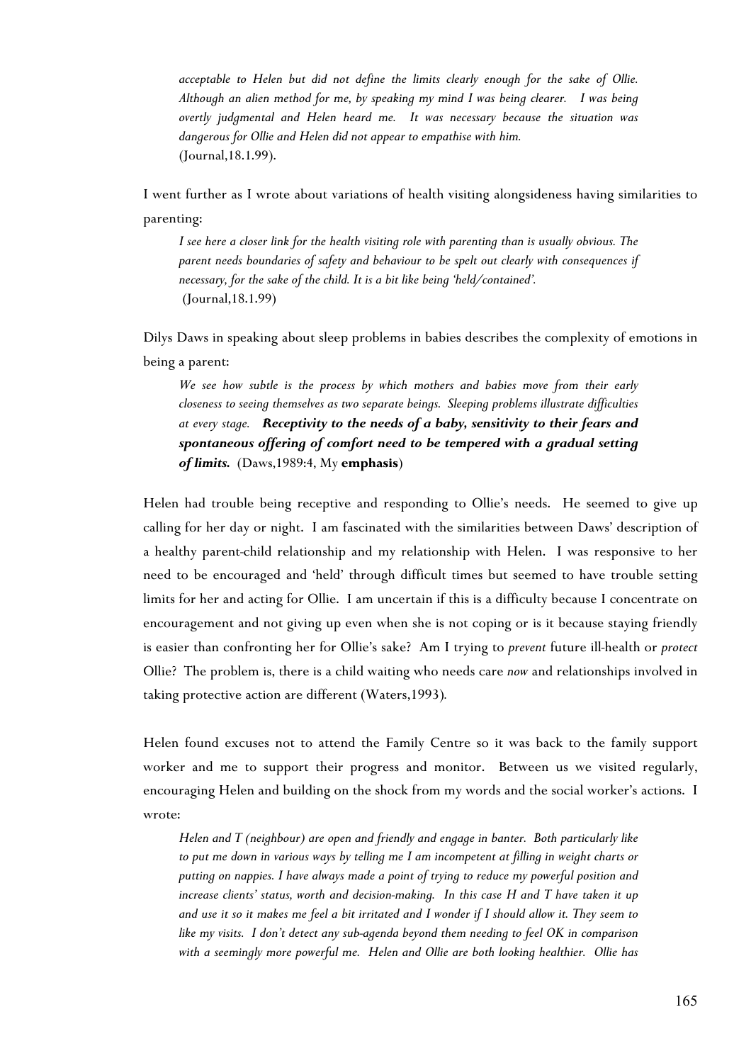> *acceptable to Helen but did not define the limits clearly enough for the sake of Ollie. Although an alien method for me, by speaking my mind I was being clearer. I was being overtly judgmental and Helen heard me. It was necessary because the situation was dangerous for Ollie and Helen did not appear to empathise with him.*
> (Journal,18.1.99).

I went further as I wrote about variations of health visiting alongsideness having similarities to parenting:

> *I see here a closer link for the health visiting role with parenting than is usually obvious. The parent needs boundaries of safety and behaviour to be spelt out clearly with consequences if necessary, for the sake of the child. It is a bit like being 'held/contained'.*
> (Journal,18.1.99)

Dilys Daws in speaking about sleep problems in babies describes the complexity of emotions in being a parent:

> *We see how subtle is the process by which mothers and babies move from their early closeness to seeing themselves as two separate beings. Sleeping problems illustrate difficulties at every stage.* ***Receptivity to the needs of a baby, sensitivity to their fears and spontaneous offering of comfort need to be tempered with a gradual setting of limits.*** (Daws,1989:4, My **emphasis**)

Helen had trouble being receptive and responding to Ollie's needs. He seemed to give up calling for her day or night. I am fascinated with the similarities between Daws' description of a healthy parent-child relationship and my relationship with Helen. I was responsive to her need to be encouraged and 'held' through difficult times but seemed to have trouble setting limits for her and acting for Ollie. I am uncertain if this is a difficulty because I concentrate on encouragement and not giving up even when she is not coping or is it because staying friendly is easier than confronting her for Ollie's sake? Am I trying to *prevent* future ill-health or *protect* Ollie? The problem is, there is a child waiting who needs care *now* and relationships involved in taking protective action are different (Waters,1993).

Helen found excuses not to attend the Family Centre so it was back to the family support worker and me to support their progress and monitor. Between us we visited regularly, encouraging Helen and building on the shock from my words and the social worker's actions. I wrote:

> *Helen and T (neighbour) are open and friendly and engage in banter. Both particularly like to put me down in various ways by telling me I am incompetent at filling in weight charts or putting on nappies. I have always made a point of trying to reduce my powerful position and increase clients' status, worth and decision-making. In this case H and T have taken it up and use it so it makes me feel a bit irritated and I wonder if I should allow it. They seem to like my visits. I don't detect any sub-agenda beyond them needing to feel OK in comparison with a seemingly more powerful me. Helen and Ollie are both looking healthier. Ollie has*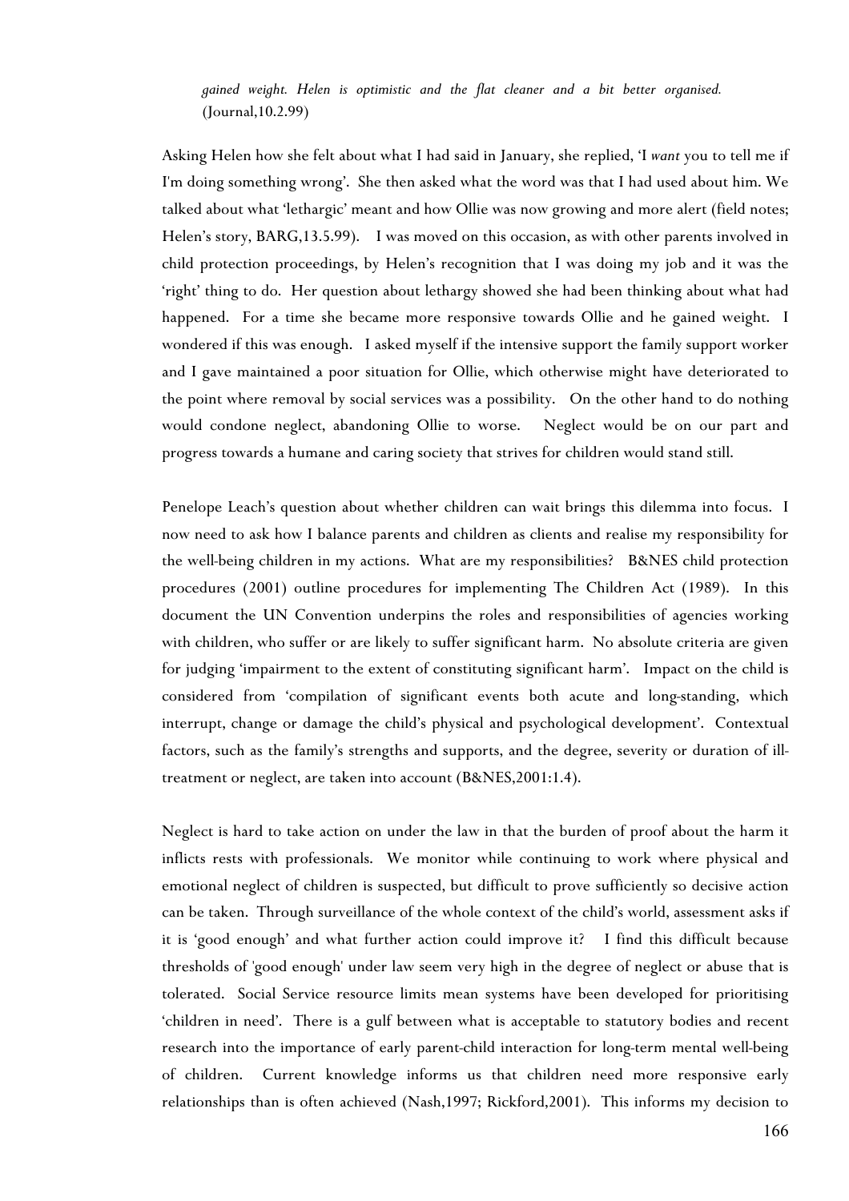*gained weight. Helen is optimistic and the flat cleaner and a bit better organised.* (Journal,10.2.99)

Asking Helen how she felt about what I had said in January, she replied, 'I *want* you to tell me if I'm doing something wrong'. She then asked what the word was that I had used about him. We talked about what 'lethargic' meant and how Ollie was now growing and more alert (field notes; Helen's story, BARG,13.5.99). I was moved on this occasion, as with other parents involved in child protection proceedings, by Helen's recognition that I was doing my job and it was the 'right' thing to do. Her question about lethargy showed she had been thinking about what had happened. For a time she became more responsive towards Ollie and he gained weight. I wondered if this was enough. I asked myself if the intensive support the family support worker and I gave maintained a poor situation for Ollie, which otherwise might have deteriorated to the point where removal by social services was a possibility. On the other hand to do nothing would condone neglect, abandoning Ollie to worse. Neglect would be on our part and progress towards a humane and caring society that strives for children would stand still.

Penelope Leach's question about whether children can wait brings this dilemma into focus. I now need to ask how I balance parents and children as clients and realise my responsibility for the well-being children in my actions. What are my responsibilities? B&NES child protection procedures (2001) outline procedures for implementing The Children Act (1989). In this document the UN Convention underpins the roles and responsibilities of agencies working with children, who suffer or are likely to suffer significant harm. No absolute criteria are given for judging 'impairment to the extent of constituting significant harm'. Impact on the child is considered from 'compilation of significant events both acute and long-standing, which interrupt, change or damage the child's physical and psychological development'. Contextual factors, such as the family's strengths and supports, and the degree, severity or duration of ill-treatment or neglect, are taken into account (B&NES,2001:1.4).

Neglect is hard to take action on under the law in that the burden of proof about the harm it inflicts rests with professionals. We monitor while continuing to work where physical and emotional neglect of children is suspected, but difficult to prove sufficiently so decisive action can be taken. Through surveillance of the whole context of the child's world, assessment asks if it is 'good enough' and what further action could improve it? I find this difficult because thresholds of 'good enough' under law seem very high in the degree of neglect or abuse that is tolerated. Social Service resource limits mean systems have been developed for prioritising 'children in need'. There is a gulf between what is acceptable to statutory bodies and recent research into the importance of early parent-child interaction for long-term mental well-being of children. Current knowledge informs us that children need more responsive early relationships than is often achieved (Nash,1997; Rickford,2001). This informs my decision to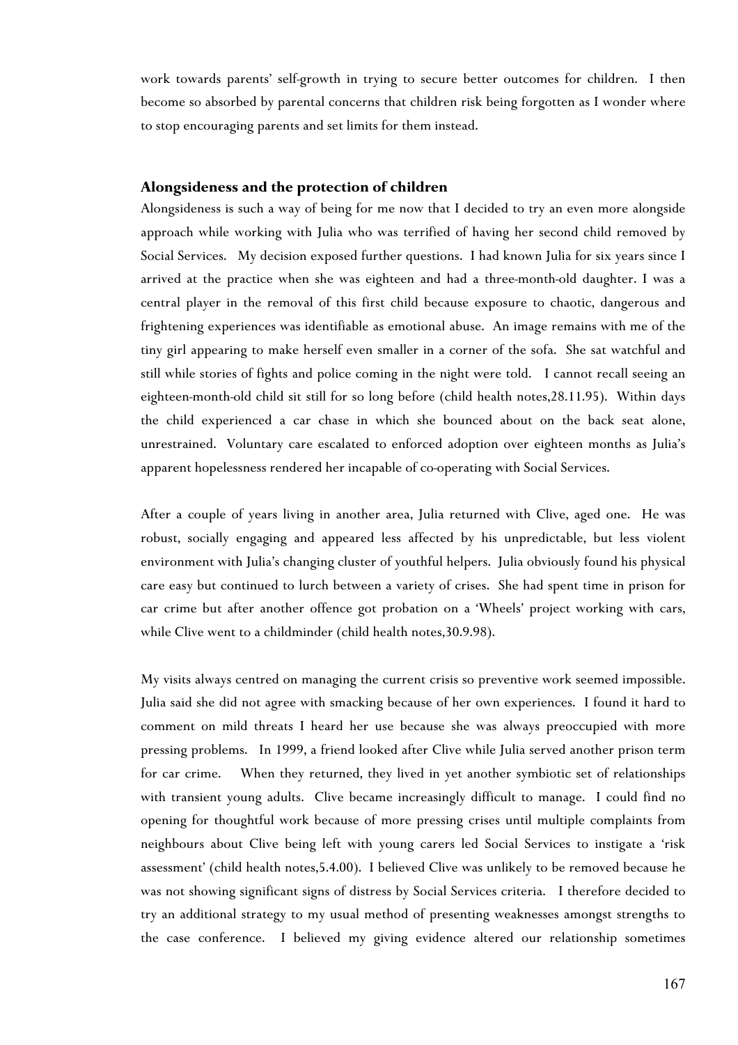work towards parents' self-growth in trying to secure better outcomes for children. I then become so absorbed by parental concerns that children risk being forgotten as I wonder where to stop encouraging parents and set limits for them instead.

## Alongsideness and the protection of children

Alongsideness is such a way of being for me now that I decided to try an even more alongside approach while working with Julia who was terrified of having her second child removed by Social Services. My decision exposed further questions. I had known Julia for six years since I arrived at the practice when she was eighteen and had a three-month-old daughter. I was a central player in the removal of this first child because exposure to chaotic, dangerous and frightening experiences was identifiable as emotional abuse. An image remains with me of the tiny girl appearing to make herself even smaller in a corner of the sofa. She sat watchful and still while stories of fights and police coming in the night were told. I cannot recall seeing an eighteen-month-old child sit still for so long before (child health notes,28.11.95). Within days the child experienced a car chase in which she bounced about on the back seat alone, unrestrained. Voluntary care escalated to enforced adoption over eighteen months as Julia's apparent hopelessness rendered her incapable of co-operating with Social Services.

After a couple of years living in another area, Julia returned with Clive, aged one. He was robust, socially engaging and appeared less affected by his unpredictable, but less violent environment with Julia's changing cluster of youthful helpers. Julia obviously found his physical care easy but continued to lurch between a variety of crises. She had spent time in prison for car crime but after another offence got probation on a 'Wheels' project working with cars, while Clive went to a childminder (child health notes,30.9.98).

My visits always centred on managing the current crisis so preventive work seemed impossible. Julia said she did not agree with smacking because of her own experiences. I found it hard to comment on mild threats I heard her use because she was always preoccupied with more pressing problems. In 1999, a friend looked after Clive while Julia served another prison term for car crime. When they returned, they lived in yet another symbiotic set of relationships with transient young adults. Clive became increasingly difficult to manage. I could find no opening for thoughtful work because of more pressing crises until multiple complaints from neighbours about Clive being left with young carers led Social Services to instigate a 'risk assessment' (child health notes,5.4.00). I believed Clive was unlikely to be removed because he was not showing significant signs of distress by Social Services criteria. I therefore decided to try an additional strategy to my usual method of presenting weaknesses amongst strengths to the case conference. I believed my giving evidence altered our relationship sometimes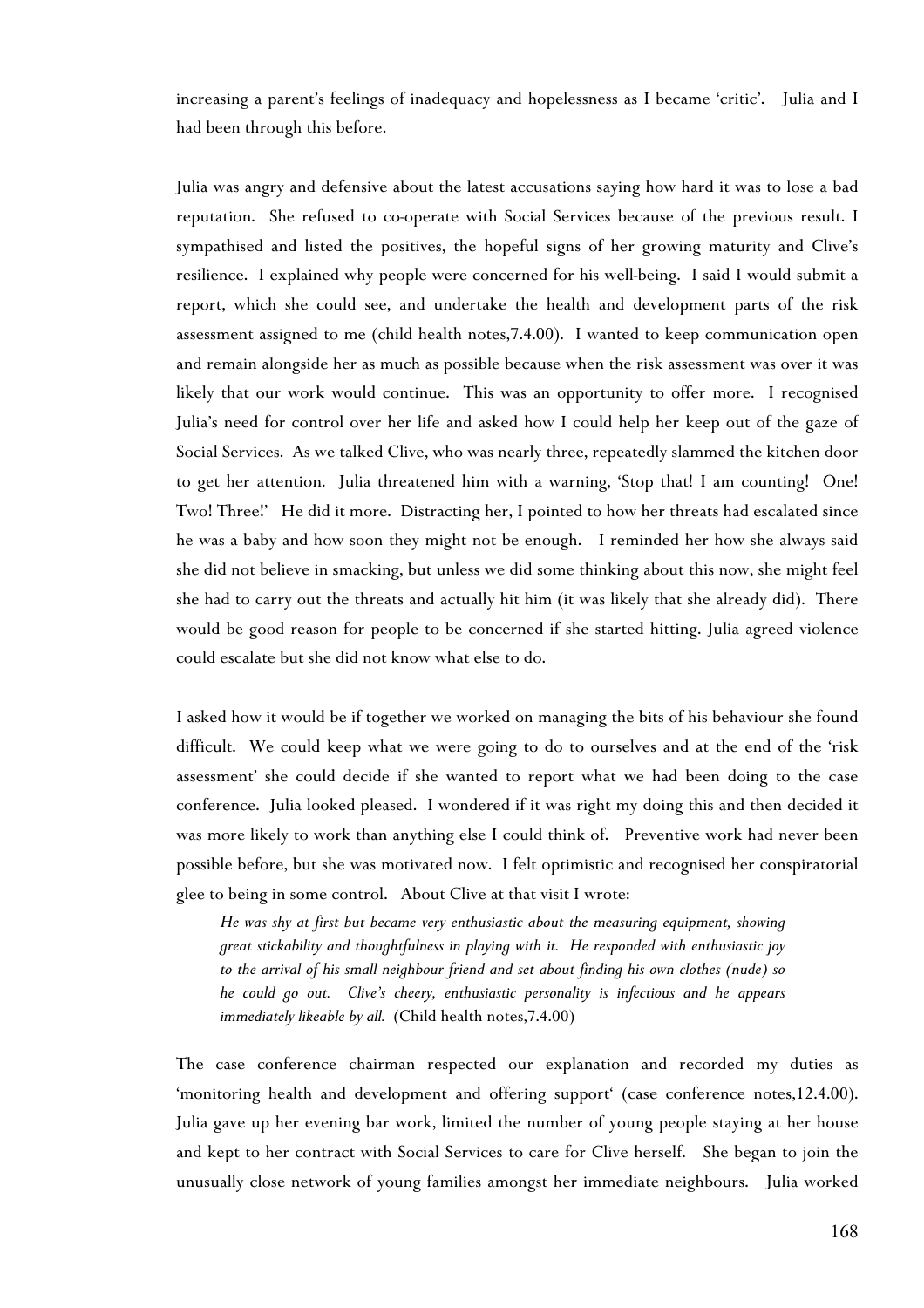increasing a parent's feelings of inadequacy and hopelessness as I became 'critic'. Julia and I had been through this before.

Julia was angry and defensive about the latest accusations saying how hard it was to lose a bad reputation. She refused to co-operate with Social Services because of the previous result. I sympathised and listed the positives, the hopeful signs of her growing maturity and Clive's resilience. I explained why people were concerned for his well-being. I said I would submit a report, which she could see, and undertake the health and development parts of the risk assessment assigned to me (child health notes,7.4.00). I wanted to keep communication open and remain alongside her as much as possible because when the risk assessment was over it was likely that our work would continue. This was an opportunity to offer more. I recognised Julia's need for control over her life and asked how I could help her keep out of the gaze of Social Services. As we talked Clive, who was nearly three, repeatedly slammed the kitchen door to get her attention. Julia threatened him with a warning, 'Stop that! I am counting! One! Two! Three!' He did it more. Distracting her, I pointed to how her threats had escalated since he was a baby and how soon they might not be enough. I reminded her how she always said she did not believe in smacking, but unless we did some thinking about this now, she might feel she had to carry out the threats and actually hit him (it was likely that she already did). There would be good reason for people to be concerned if she started hitting. Julia agreed violence could escalate but she did not know what else to do.

I asked how it would be if together we worked on managing the bits of his behaviour she found difficult. We could keep what we were going to do to ourselves and at the end of the 'risk assessment' she could decide if she wanted to report what we had been doing to the case conference. Julia looked pleased. I wondered if it was right my doing this and then decided it was more likely to work than anything else I could think of. Preventive work had never been possible before, but she was motivated now. I felt optimistic and recognised her conspiratorial glee to being in some control. About Clive at that visit I wrote:

> *He was shy at first but became very enthusiastic about the measuring equipment, showing great stickability and thoughtfulness in playing with it. He responded with enthusiastic joy to the arrival of his small neighbour friend and set about finding his own clothes (nude) so he could go out. Clive's cheery, enthusiastic personality is infectious and he appears immediately likeable by all.* (Child health notes,7.4.00)

The case conference chairman respected our explanation and recorded my duties as 'monitoring health and development and offering support' (case conference notes,12.4.00). Julia gave up her evening bar work, limited the number of young people staying at her house and kept to her contract with Social Services to care for Clive herself. She began to join the unusually close network of young families amongst her immediate neighbours. Julia worked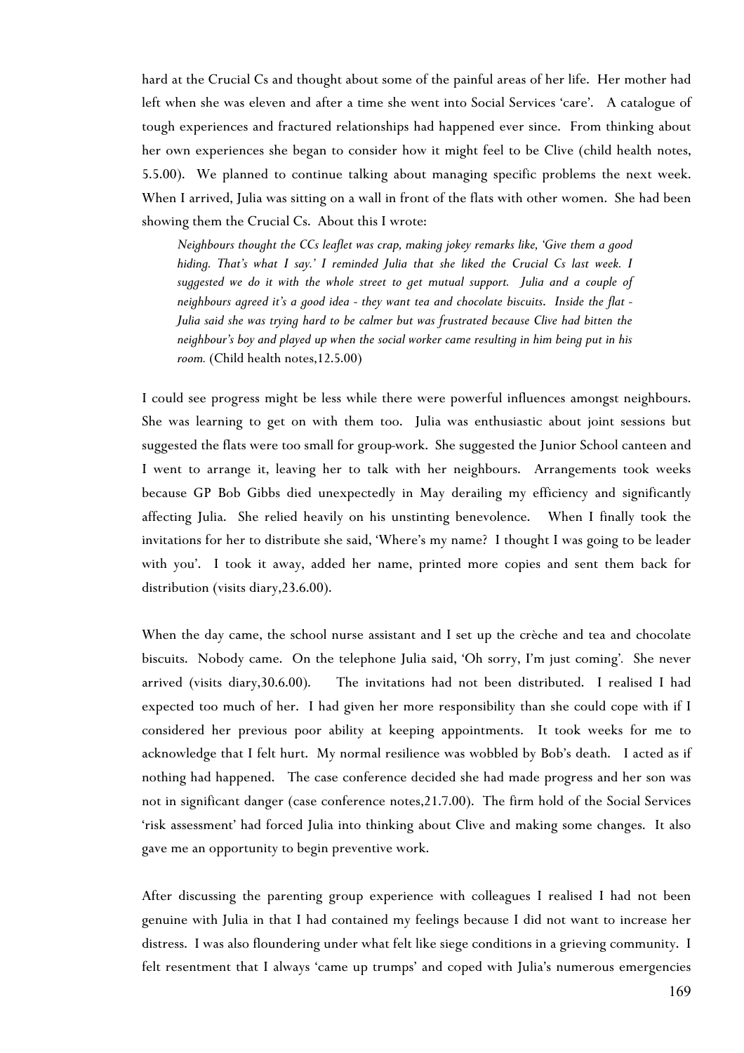hard at the Crucial Cs and thought about some of the painful areas of her life. Her mother had left when she was eleven and after a time she went into Social Services 'care'. A catalogue of tough experiences and fractured relationships had happened ever since. From thinking about her own experiences she began to consider how it might feel to be Clive (child health notes, 5.5.00). We planned to continue talking about managing specific problems the next week. When I arrived, Julia was sitting on a wall in front of the flats with other women. She had been showing them the Crucial Cs. About this I wrote:

> *Neighbours thought the CCs leaflet was crap, making jokey remarks like, 'Give them a good hiding. That's what I say.' I reminded Julia that she liked the Crucial Cs last week. I suggested we do it with the whole street to get mutual support. Julia and a couple of neighbours agreed it's a good idea - they want tea and chocolate biscuits. Inside the flat - Julia said she was trying hard to be calmer but was frustrated because Clive had bitten the neighbour's boy and played up when the social worker came resulting in him being put in his room.* (Child health notes,12.5.00)

I could see progress might be less while there were powerful influences amongst neighbours. She was learning to get on with them too. Julia was enthusiastic about joint sessions but suggested the flats were too small for group-work. She suggested the Junior School canteen and I went to arrange it, leaving her to talk with her neighbours. Arrangements took weeks because GP Bob Gibbs died unexpectedly in May derailing my efficiency and significantly affecting Julia. She relied heavily on his unstinting benevolence. When I finally took the invitations for her to distribute she said, 'Where's my name? I thought I was going to be leader with you'. I took it away, added her name, printed more copies and sent them back for distribution (visits diary,23.6.00).

When the day came, the school nurse assistant and I set up the crèche and tea and chocolate biscuits. Nobody came. On the telephone Julia said, 'Oh sorry, I'm just coming'. She never arrived (visits diary,30.6.00). The invitations had not been distributed. I realised I had expected too much of her. I had given her more responsibility than she could cope with if I considered her previous poor ability at keeping appointments. It took weeks for me to acknowledge that I felt hurt. My normal resilience was wobbled by Bob's death. I acted as if nothing had happened. The case conference decided she had made progress and her son was not in significant danger (case conference notes,21.7.00). The firm hold of the Social Services 'risk assessment' had forced Julia into thinking about Clive and making some changes. It also gave me an opportunity to begin preventive work.

After discussing the parenting group experience with colleagues I realised I had not been genuine with Julia in that I had contained my feelings because I did not want to increase her distress. I was also floundering under what felt like siege conditions in a grieving community. I felt resentment that I always 'came up trumps' and coped with Julia's numerous emergencies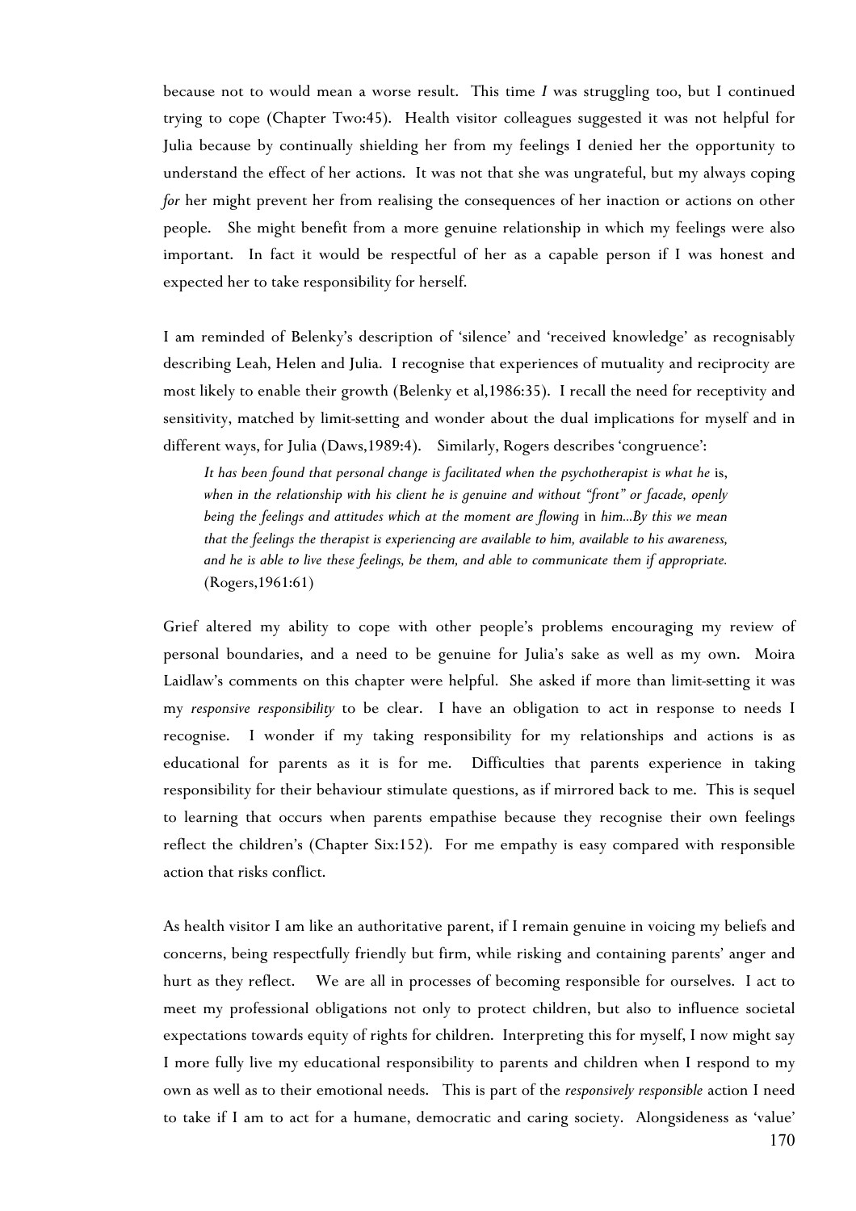because not to would mean a worse result. This time *I* was struggling too, but I continued trying to cope (Chapter Two:45). Health visitor colleagues suggested it was not helpful for Julia because by continually shielding her from my feelings I denied her the opportunity to understand the effect of her actions. It was not that she was ungrateful, but my always coping *for* her might prevent her from realising the consequences of her inaction or actions on other people. She might benefit from a more genuine relationship in which my feelings were also important. In fact it would be respectful of her as a capable person if I was honest and expected her to take responsibility for herself.

I am reminded of Belenky's description of 'silence' and 'received knowledge' as recognisably describing Leah, Helen and Julia. I recognise that experiences of mutuality and reciprocity are most likely to enable their growth (Belenky et al,1986:35). I recall the need for receptivity and sensitivity, matched by limit-setting and wonder about the dual implications for myself and in different ways, for Julia (Daws,1989:4). Similarly, Rogers describes 'congruence':

> *It has been found that personal change is facilitated when the psychotherapist is what he* is, *when in the relationship with his client he is genuine and without "front" or facade, openly being the feelings and attitudes which at the moment are flowing* in *him...By this we mean that the feelings the therapist is experiencing are available to him, available to his awareness, and he is able to live these feelings, be them, and able to communicate them if appropriate.* (Rogers,1961:61)

Grief altered my ability to cope with other people's problems encouraging my review of personal boundaries, and a need to be genuine for Julia's sake as well as my own. Moira Laidlaw's comments on this chapter were helpful. She asked if more than limit-setting it was my *responsive responsibility* to be clear. I have an obligation to act in response to needs I recognise. I wonder if my taking responsibility for my relationships and actions is as educational for parents as it is for me. Difficulties that parents experience in taking responsibility for their behaviour stimulate questions, as if mirrored back to me. This is sequel to learning that occurs when parents empathise because they recognise their own feelings reflect the children's (Chapter Six:152). For me empathy is easy compared with responsible action that risks conflict.

As health visitor I am like an authoritative parent, if I remain genuine in voicing my beliefs and concerns, being respectfully friendly but firm, while risking and containing parents' anger and hurt as they reflect. We are all in processes of becoming responsible for ourselves. I act to meet my professional obligations not only to protect children, but also to influence societal expectations towards equity of rights for children. Interpreting this for myself, I now might say I more fully live my educational responsibility to parents and children when I respond to my own as well as to their emotional needs. This is part of the *responsively responsible* action I need to take if I am to act for a humane, democratic and caring society. Alongsideness as 'value'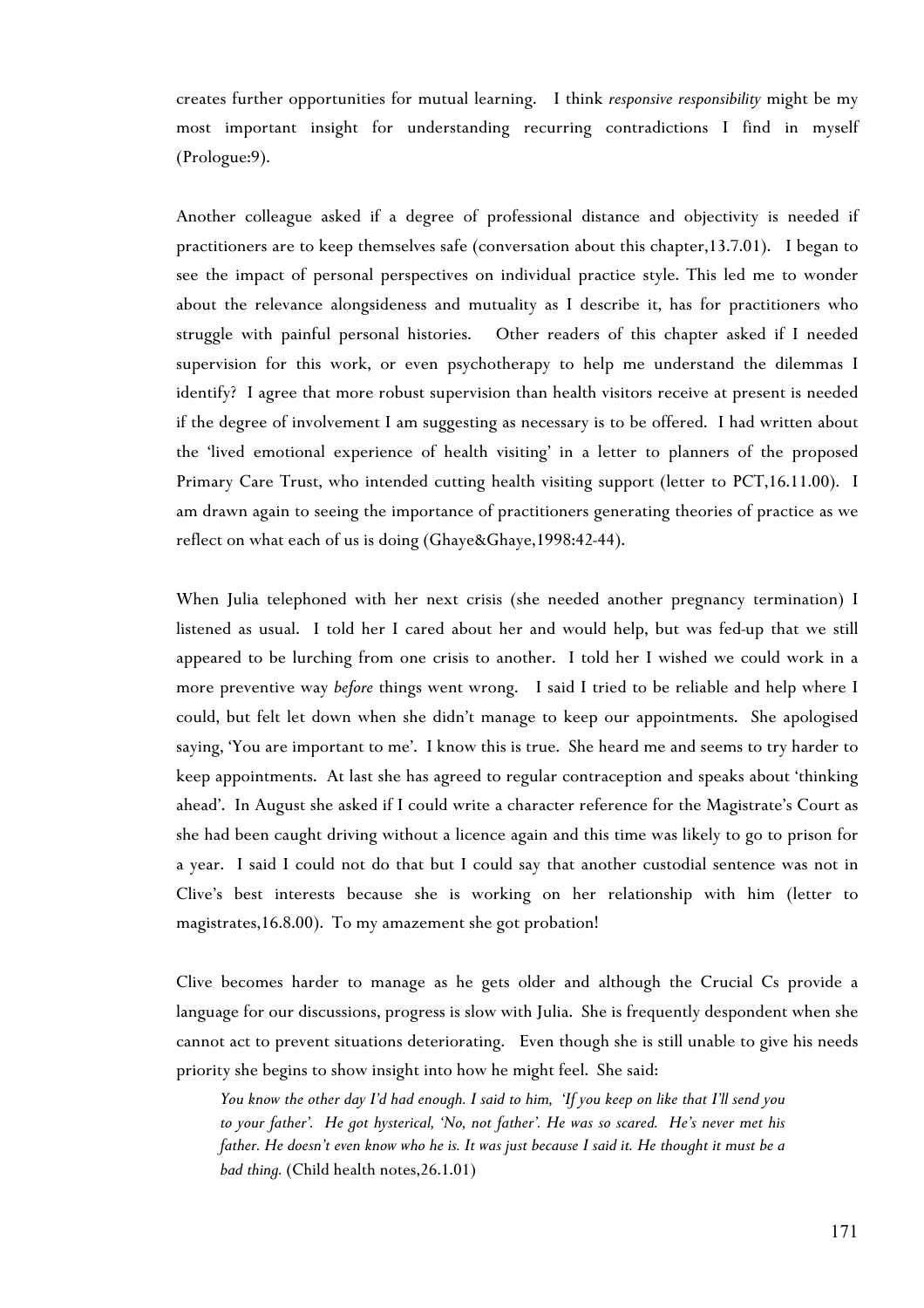creates further opportunities for mutual learning. I think *responsive responsibility* might be my most important insight for understanding recurring contradictions I find in myself (Prologue:9).

Another colleague asked if a degree of professional distance and objectivity is needed if practitioners are to keep themselves safe (conversation about this chapter,13.7.01). I began to see the impact of personal perspectives on individual practice style. This led me to wonder about the relevance alongsideness and mutuality as I describe it, has for practitioners who struggle with painful personal histories. Other readers of this chapter asked if I needed supervision for this work, or even psychotherapy to help me understand the dilemmas I identify? I agree that more robust supervision than health visitors receive at present is needed if the degree of involvement I am suggesting as necessary is to be offered. I had written about the 'lived emotional experience of health visiting' in a letter to planners of the proposed Primary Care Trust, who intended cutting health visiting support (letter to PCT,16.11.00). I am drawn again to seeing the importance of practitioners generating theories of practice as we reflect on what each of us is doing (Ghaye&Ghaye,1998:42-44).

When Julia telephoned with her next crisis (she needed another pregnancy termination) I listened as usual. I told her I cared about her and would help, but was fed-up that we still appeared to be lurching from one crisis to another. I told her I wished we could work in a more preventive way *before* things went wrong. I said I tried to be reliable and help where I could, but felt let down when she didn't manage to keep our appointments. She apologised saying, 'You are important to me'. I know this is true. She heard me and seems to try harder to keep appointments. At last she has agreed to regular contraception and speaks about 'thinking ahead'. In August she asked if I could write a character reference for the Magistrate's Court as she had been caught driving without a licence again and this time was likely to go to prison for a year. I said I could not do that but I could say that another custodial sentence was not in Clive's best interests because she is working on her relationship with him (letter to magistrates,16.8.00). To my amazement she got probation!

Clive becomes harder to manage as he gets older and although the Crucial Cs provide a language for our discussions, progress is slow with Julia. She is frequently despondent when she cannot act to prevent situations deteriorating. Even though she is still unable to give his needs priority she begins to show insight into how he might feel. She said:

> *You know the other day I'd had enough. I said to him, 'If you keep on like that I'll send you to your father'. He got hysterical, 'No, not father'. He was so scared. He's never met his father. He doesn't even know who he is. It was just because I said it. He thought it must be a bad thing.* (Child health notes,26.1.01)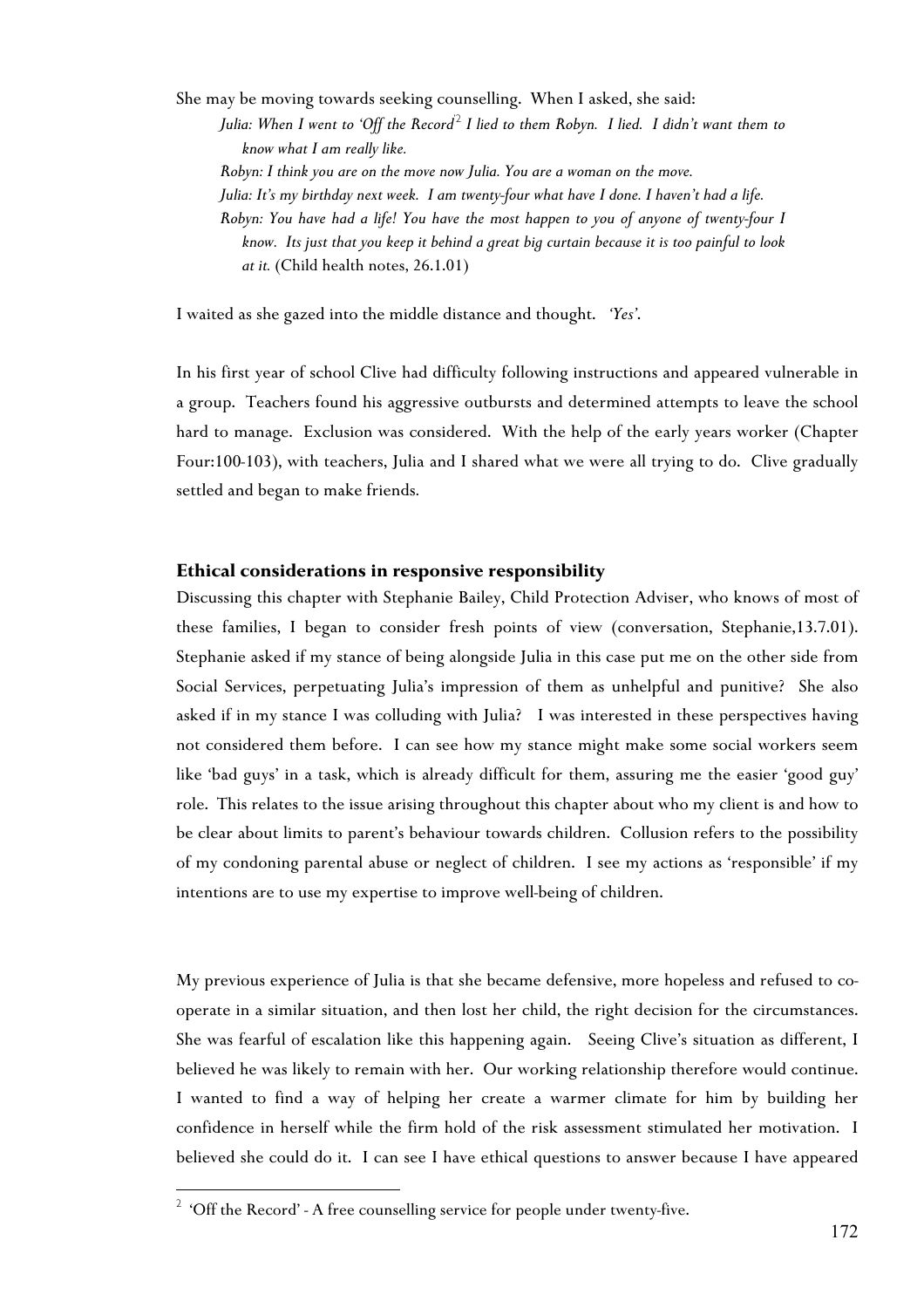She may be moving towards seeking counselling. When I asked, she said:

> *Julia: When I went to 'Off the Record*[2] *I lied to them Robyn. I lied. I didn't want them to know what I am really like.*
>
> *Robyn: I think you are on the move now Julia. You are a woman on the move.*
>
> *Julia: It's my birthday next week. I am twenty-four what have I done. I haven't had a life.*
>
> *Robyn: You have had a life! You have the most happen to you of anyone of twenty-four I know. Its just that you keep it behind a great big curtain because it is too painful to look at it.* (Child health notes, 26.1.01)

I waited as she gazed into the middle distance and thought. *'Yes'.*

In his first year of school Clive had difficulty following instructions and appeared vulnerable in a group. Teachers found his aggressive outbursts and determined attempts to leave the school hard to manage. Exclusion was considered. With the help of the early years worker (Chapter Four:100-103), with teachers, Julia and I shared what we were all trying to do. Clive gradually settled and began to make friends.

### Ethical considerations in responsive responsibility

Discussing this chapter with Stephanie Bailey, Child Protection Adviser, who knows of most of these families, I began to consider fresh points of view (conversation, Stephanie,13.7.01). Stephanie asked if my stance of being alongside Julia in this case put me on the other side from Social Services, perpetuating Julia's impression of them as unhelpful and punitive? She also asked if in my stance I was colluding with Julia? I was interested in these perspectives having not considered them before. I can see how my stance might make some social workers seem like 'bad guys' in a task, which is already difficult for them, assuring me the easier 'good guy' role. This relates to the issue arising throughout this chapter about who my client is and how to be clear about limits to parent's behaviour towards children. Collusion refers to the possibility of my condoning parental abuse or neglect of children. I see my actions as 'responsible' if my intentions are to use my expertise to improve well-being of children.

My previous experience of Julia is that she became defensive, more hopeless and refused to co-operate in a similar situation, and then lost her child, the right decision for the circumstances. She was fearful of escalation like this happening again. Seeing Clive's situation as different, I believed he was likely to remain with her. Our working relationship therefore would continue. I wanted to find a way of helping her create a warmer climate for him by building her confidence in herself while the firm hold of the risk assessment stimulated her motivation. I believed she could do it. I can see I have ethical questions to answer because I have appeared

---

[2] 'Off the Record' - A free counselling service for people under twenty-five.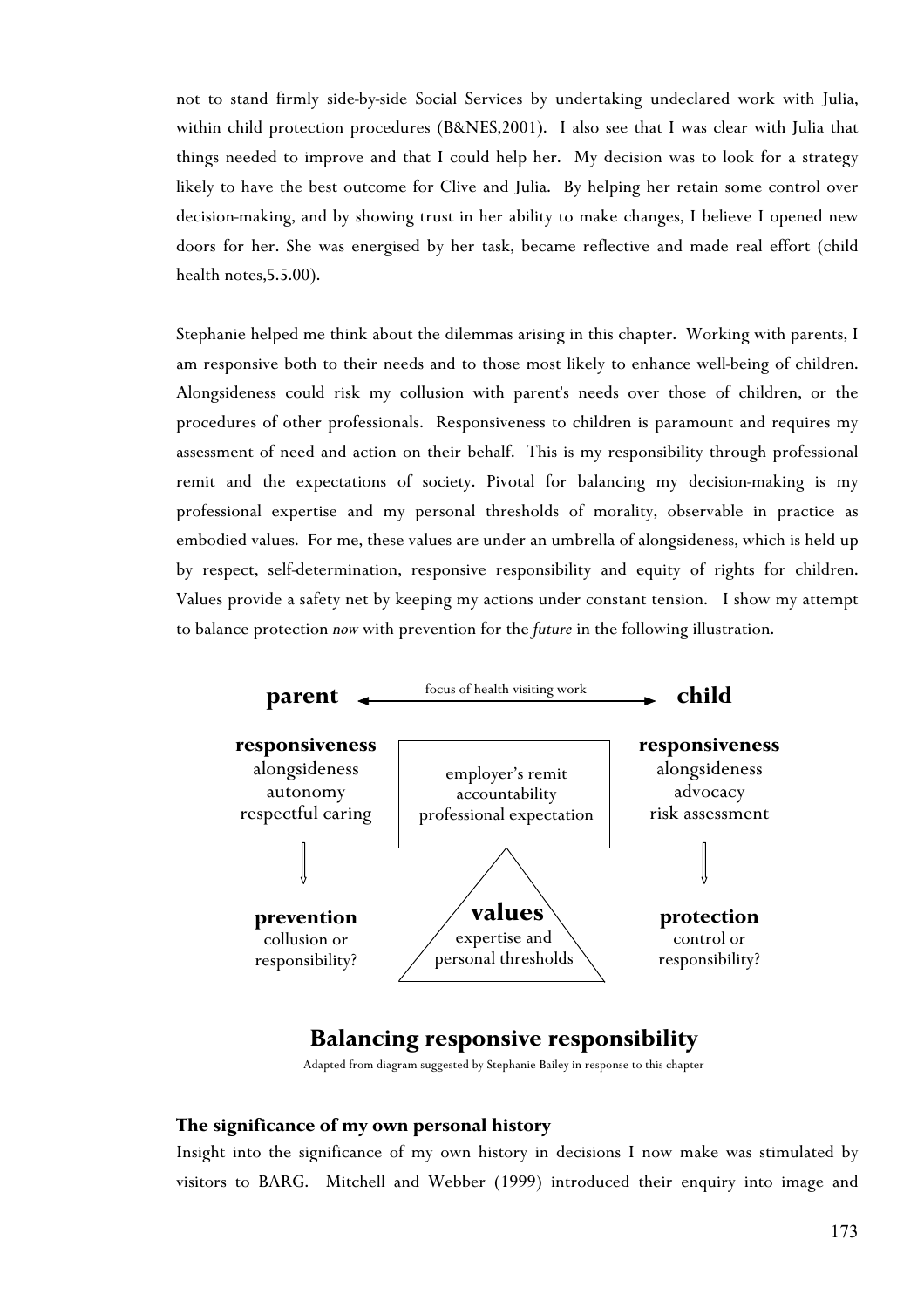not to stand firmly side-by-side Social Services by undertaking undeclared work with Julia, within child protection procedures (B&NES,2001). I also see that I was clear with Julia that things needed to improve and that I could help her. My decision was to look for a strategy likely to have the best outcome for Clive and Julia. By helping her retain some control over decision-making, and by showing trust in her ability to make changes, I believe I opened new doors for her. She was energised by her task, became reflective and made real effort (child health notes,5.5.00).

Stephanie helped me think about the dilemmas arising in this chapter. Working with parents, I am responsive both to their needs and to those most likely to enhance well-being of children. Alongsideness could risk my collusion with parent's needs over those of children, or the procedures of other professionals. Responsiveness to children is paramount and requires my assessment of need and action on their behalf. This is my responsibility through professional remit and the expectations of society. Pivotal for balancing my decision-making is my professional expertise and my personal thresholds of morality, observable in practice as embodied values. For me, these values are under an umbrella of alongsideness, which is held up by respect, self-determination, responsive responsibility and equity of rights for children. Values provide a safety net by keeping my actions under constant tension. I show my attempt to balance protection *now* with prevention for the *future* in the following illustration.

**parent** ← focus of health visiting work → **child**

| Parent | Centre | Child |
| --- | --- | --- |
| **responsiveness**<br>alongsideness<br>autonomy<br>respectful caring | employer's remit<br>accountability<br>professional expectation | **responsiveness**<br>alongsideness<br>advocacy<br>risk assessment |
| ⇓ | | ⇓ |
| **prevention**<br>collusion or<br>responsibility? | **values**<br>expertise and<br>personal thresholds | **protection**<br>control or<br>responsibility? |

**Balancing responsive responsibility**

Adapted from diagram suggested by Stephanie Bailey in response to this chapter

### The significance of my own personal history

Insight into the significance of my own history in decisions I now make was stimulated by visitors to BARG. Mitchell and Webber (1999) introduced their enquiry into image and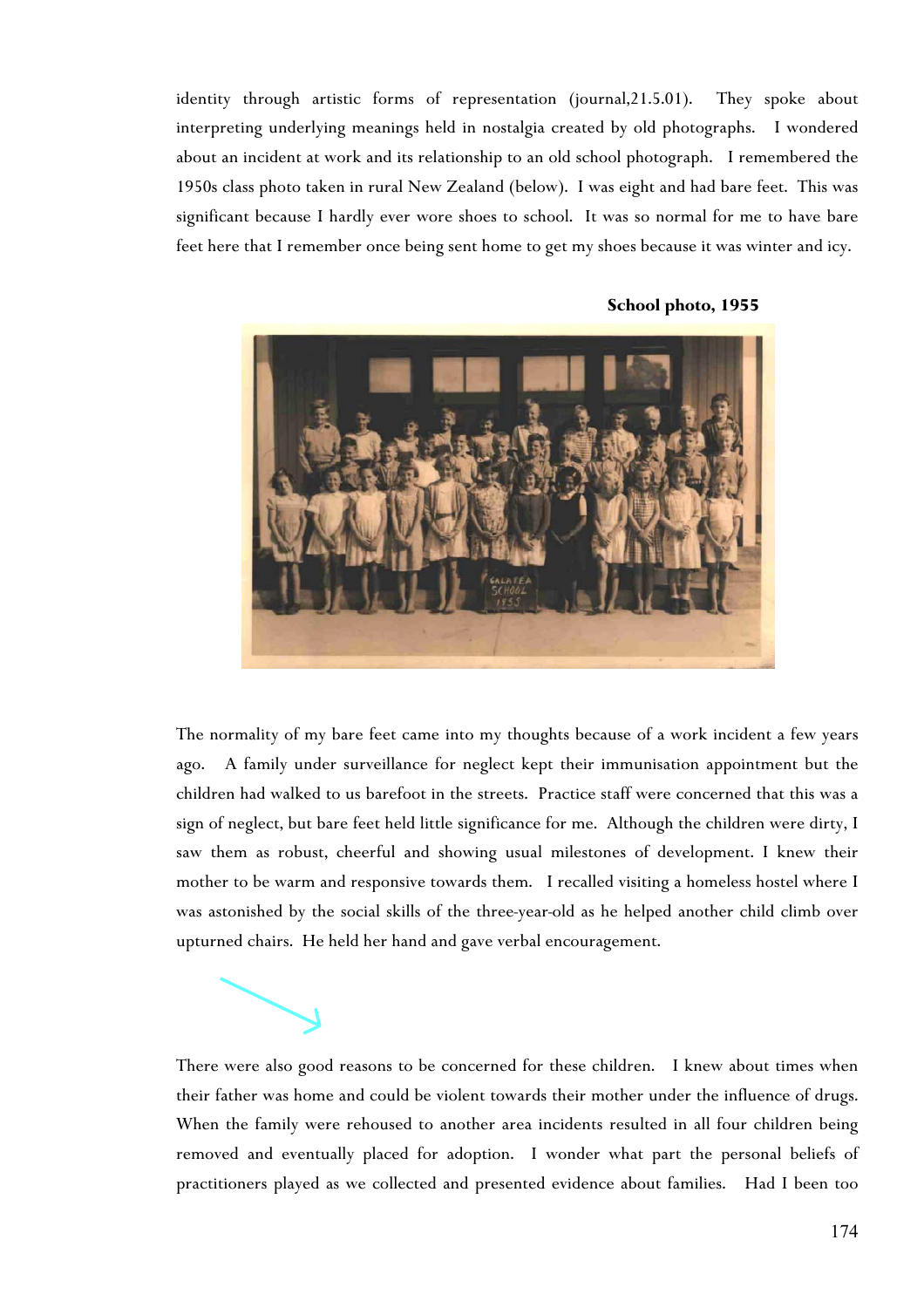identity through artistic forms of representation (journal,21.5.01). They spoke about interpreting underlying meanings held in nostalgia created by old photographs. I wondered about an incident at work and its relationship to an old school photograph. I remembered the 1950s class photo taken in rural New Zealand (below). I was eight and had bare feet. This was significant because I hardly ever wore shoes to school. It was so normal for me to have bare feet here that I remember once being sent home to get my shoes because it was winter and icy.

**School photo, 1955**

The normality of my bare feet came into my thoughts because of a work incident a few years ago. A family under surveillance for neglect kept their immunisation appointment but the children had walked to us barefoot in the streets. Practice staff were concerned that this was a sign of neglect, but bare feet held little significance for me. Although the children were dirty, I saw them as robust, cheerful and showing usual milestones of development. I knew their mother to be warm and responsive towards them. I recalled visiting a homeless hostel where I was astonished by the social skills of the three-year-old as he helped another child climb over upturned chairs. He held her hand and gave verbal encouragement.

There were also good reasons to be concerned for these children. I knew about times when their father was home and could be violent towards their mother under the influence of drugs. When the family were rehoused to another area incidents resulted in all four children being removed and eventually placed for adoption. I wonder what part the personal beliefs of practitioners played as we collected and presented evidence about families. Had I been too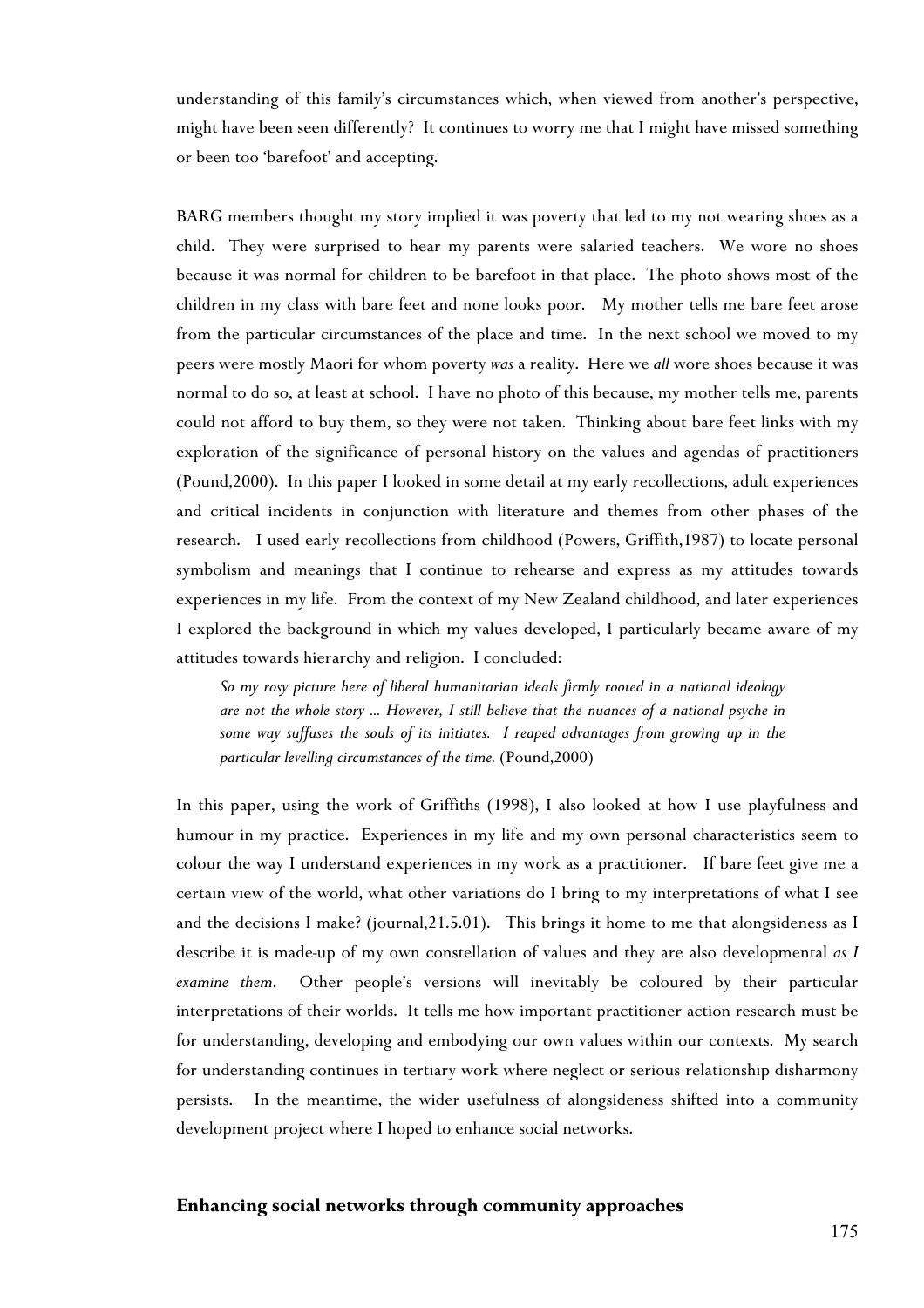understanding of this family's circumstances which, when viewed from another's perspective, might have been seen differently? It continues to worry me that I might have missed something or been too 'barefoot' and accepting.

BARG members thought my story implied it was poverty that led to my not wearing shoes as a child. They were surprised to hear my parents were salaried teachers. We wore no shoes because it was normal for children to be barefoot in that place. The photo shows most of the children in my class with bare feet and none looks poor. My mother tells me bare feet arose from the particular circumstances of the place and time. In the next school we moved to my peers were mostly Maori for whom poverty *was* a reality. Here we *all* wore shoes because it was normal to do so, at least at school. I have no photo of this because, my mother tells me, parents could not afford to buy them, so they were not taken. Thinking about bare feet links with my exploration of the significance of personal history on the values and agendas of practitioners (Pound,2000). In this paper I looked in some detail at my early recollections, adult experiences and critical incidents in conjunction with literature and themes from other phases of the research. I used early recollections from childhood (Powers, Griffith,1987) to locate personal symbolism and meanings that I continue to rehearse and express as my attitudes towards experiences in my life. From the context of my New Zealand childhood, and later experiences I explored the background in which my values developed, I particularly became aware of my attitudes towards hierarchy and religion. I concluded:

> *So my rosy picture here of liberal humanitarian ideals firmly rooted in a national ideology are not the whole story ... However, I still believe that the nuances of a national psyche in some way suffuses the souls of its initiates. I reaped advantages from growing up in the particular levelling circumstances of the time.* (Pound,2000)

In this paper, using the work of Griffiths (1998), I also looked at how I use playfulness and humour in my practice. Experiences in my life and my own personal characteristics seem to colour the way I understand experiences in my work as a practitioner. If bare feet give me a certain view of the world, what other variations do I bring to my interpretations of what I see and the decisions I make? (journal,21.5.01). This brings it home to me that alongsideness as I describe it is made-up of my own constellation of values and they are also developmental *as I examine them*. Other people's versions will inevitably be coloured by their particular interpretations of their worlds. It tells me how important practitioner action research must be for understanding, developing and embodying our own values within our contexts. My search for understanding continues in tertiary work where neglect or serious relationship disharmony persists. In the meantime, the wider usefulness of alongsideness shifted into a community development project where I hoped to enhance social networks.

### Enhancing social networks through community approaches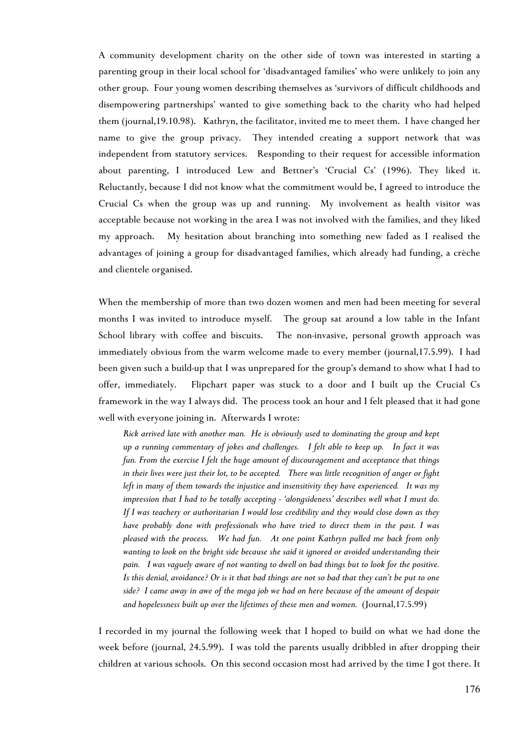A community development charity on the other side of town was interested in starting a parenting group in their local school for 'disadvantaged families' who were unlikely to join any other group. Four young women describing themselves as 'survivors of difficult childhoods and disempowering partnerships' wanted to give something back to the charity who had helped them (journal,19.10.98). Kathryn, the facilitator, invited me to meet them. I have changed her name to give the group privacy. They intended creating a support network that was independent from statutory services. Responding to their request for accessible information about parenting, I introduced Lew and Bettner's 'Crucial Cs' (1996). They liked it. Reluctantly, because I did not know what the commitment would be, I agreed to introduce the Crucial Cs when the group was up and running. My involvement as health visitor was acceptable because not working in the area I was not involved with the families, and they liked my approach. My hesitation about branching into something new faded as I realised the advantages of joining a group for disadvantaged families, which already had funding, a crèche and clientele organised.

When the membership of more than two dozen women and men had been meeting for several months I was invited to introduce myself. The group sat around a low table in the Infant School library with coffee and biscuits. The non-invasive, personal growth approach was immediately obvious from the warm welcome made to every member (journal,17.5.99). I had been given such a build-up that I was unprepared for the group's demand to show what I had to offer, immediately. Flipchart paper was stuck to a door and I built up the Crucial Cs framework in the way I always did. The process took an hour and I felt pleased that it had gone well with everyone joining in. Afterwards I wrote:

> *Rick arrived late with another man. He is obviously used to dominating the group and kept up a running commentary of jokes and challenges. I felt able to keep up. In fact it was fun. From the exercise I felt the huge amount of discouragement and acceptance that things in their lives were just their lot, to be accepted. There was little recognition of anger or fight left in many of them towards the injustice and insensitivity they have experienced. It was my impression that I had to be totally accepting - 'alongsideness' describes well what I must do. If I was teachery or authoritarian I would lose credibility and they would close down as they have probably done with professionals who have tried to direct them in the past. I was pleased with the process. We had fun. At one point Kathryn pulled me back from only wanting to look on the bright side because she said it ignored or avoided understanding their pain. I was vaguely aware of not wanting to dwell on bad things but to look for the positive. Is this denial, avoidance? Or is it that bad things are not so bad that they can't be put to one side? I came away in awe of the mega job we had on here because of the amount of despair and hopelessness built up over the lifetimes of these men and women.* (Journal,17.5.99)

I recorded in my journal the following week that I hoped to build on what we had done the week before (journal, 24.5.99). I was told the parents usually dribbled in after dropping their children at various schools. On this second occasion most had arrived by the time I got there. It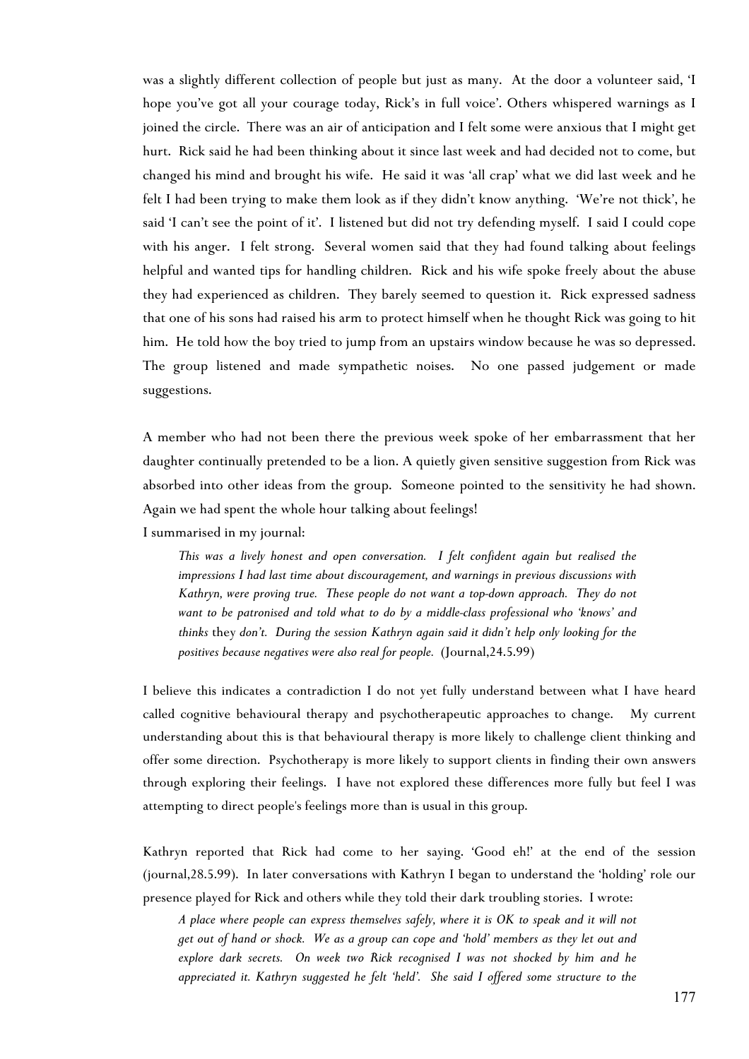was a slightly different collection of people but just as many. At the door a volunteer said, 'I hope you've got all your courage today, Rick's in full voice'. Others whispered warnings as I joined the circle. There was an air of anticipation and I felt some were anxious that I might get hurt. Rick said he had been thinking about it since last week and had decided not to come, but changed his mind and brought his wife. He said it was 'all crap' what we did last week and he felt I had been trying to make them look as if they didn't know anything. 'We're not thick', he said 'I can't see the point of it'. I listened but did not try defending myself. I said I could cope with his anger. I felt strong. Several women said that they had found talking about feelings helpful and wanted tips for handling children. Rick and his wife spoke freely about the abuse they had experienced as children. They barely seemed to question it. Rick expressed sadness that one of his sons had raised his arm to protect himself when he thought Rick was going to hit him. He told how the boy tried to jump from an upstairs window because he was so depressed. The group listened and made sympathetic noises. No one passed judgement or made suggestions.

A member who had not been there the previous week spoke of her embarrassment that her daughter continually pretended to be a lion. A quietly given sensitive suggestion from Rick was absorbed into other ideas from the group. Someone pointed to the sensitivity he had shown. Again we had spent the whole hour talking about feelings!

I summarised in my journal:

> *This was a lively honest and open conversation. I felt confident again but realised the impressions I had last time about discouragement, and warnings in previous discussions with Kathryn, were proving true. These people do not want a top-down approach. They do not want to be patronised and told what to do by a middle-class professional who 'knows' and thinks* they *don't. During the session Kathryn again said it didn't help only looking for the positives because negatives were also real for people.* (Journal,24.5.99)

I believe this indicates a contradiction I do not yet fully understand between what I have heard called cognitive behavioural therapy and psychotherapeutic approaches to change. My current understanding about this is that behavioural therapy is more likely to challenge client thinking and offer some direction. Psychotherapy is more likely to support clients in finding their own answers through exploring their feelings. I have not explored these differences more fully but feel I was attempting to direct people's feelings more than is usual in this group.

Kathryn reported that Rick had come to her saying. 'Good eh!' at the end of the session (journal,28.5.99). In later conversations with Kathryn I began to understand the 'holding' role our presence played for Rick and others while they told their dark troubling stories. I wrote:

> *A place where people can express themselves safely, where it is OK to speak and it will not get out of hand or shock. We as a group can cope and 'hold' members as they let out and explore dark secrets. On week two Rick recognised I was not shocked by him and he appreciated it. Kathryn suggested he felt 'held'. She said I offered some structure to the*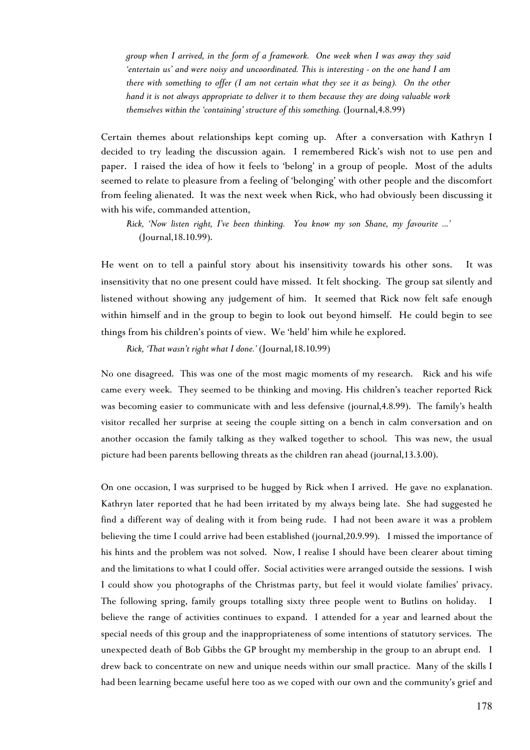*group when I arrived, in the form of a framework. One week when I was away they said 'entertain us' and were noisy and uncoordinated. This is interesting - on the one hand I am there with something to offer (I am not certain what they see it as being). On the other hand it is not always appropriate to deliver it to them because they are doing valuable work themselves within the 'containing' structure of this something.* (Journal,4.8.99)

Certain themes about relationships kept coming up. After a conversation with Kathryn I decided to try leading the discussion again. I remembered Rick's wish not to use pen and paper. I raised the idea of how it feels to 'belong' in a group of people. Most of the adults seemed to relate to pleasure from a feeling of 'belonging' with other people and the discomfort from feeling alienated. It was the next week when Rick, who had obviously been discussing it with his wife, commanded attention,

*Rick, 'Now listen right, I've been thinking. You know my son Shane, my favourite ...'* (Journal,18.10.99).

He went on to tell a painful story about his insensitivity towards his other sons. It was insensitivity that no one present could have missed. It felt shocking. The group sat silently and listened without showing any judgement of him. It seemed that Rick now felt safe enough within himself and in the group to begin to look out beyond himself. He could begin to see things from his children's points of view. We 'held' him while he explored.

*Rick, 'That wasn't right what I done.'* (Journal,18.10.99)

No one disagreed. This was one of the most magic moments of my research. Rick and his wife came every week. They seemed to be thinking and moving. His children's teacher reported Rick was becoming easier to communicate with and less defensive (journal,4.8.99). The family's health visitor recalled her surprise at seeing the couple sitting on a bench in calm conversation and on another occasion the family talking as they walked together to school. This was new, the usual picture had been parents bellowing threats as the children ran ahead (journal,13.3.00).

On one occasion, I was surprised to be hugged by Rick when I arrived. He gave no explanation. Kathryn later reported that he had been irritated by my always being late. She had suggested he find a different way of dealing with it from being rude. I had not been aware it was a problem believing the time I could arrive had been established (journal,20.9.99). I missed the importance of his hints and the problem was not solved. Now, I realise I should have been clearer about timing and the limitations to what I could offer. Social activities were arranged outside the sessions. I wish I could show you photographs of the Christmas party, but feel it would violate families' privacy. The following spring, family groups totalling sixty three people went to Butlins on holiday. I believe the range of activities continues to expand. I attended for a year and learned about the special needs of this group and the inappropriateness of some intentions of statutory services. The unexpected death of Bob Gibbs the GP brought my membership in the group to an abrupt end. I drew back to concentrate on new and unique needs within our small practice. Many of the skills I had been learning became useful here too as we coped with our own and the community's grief and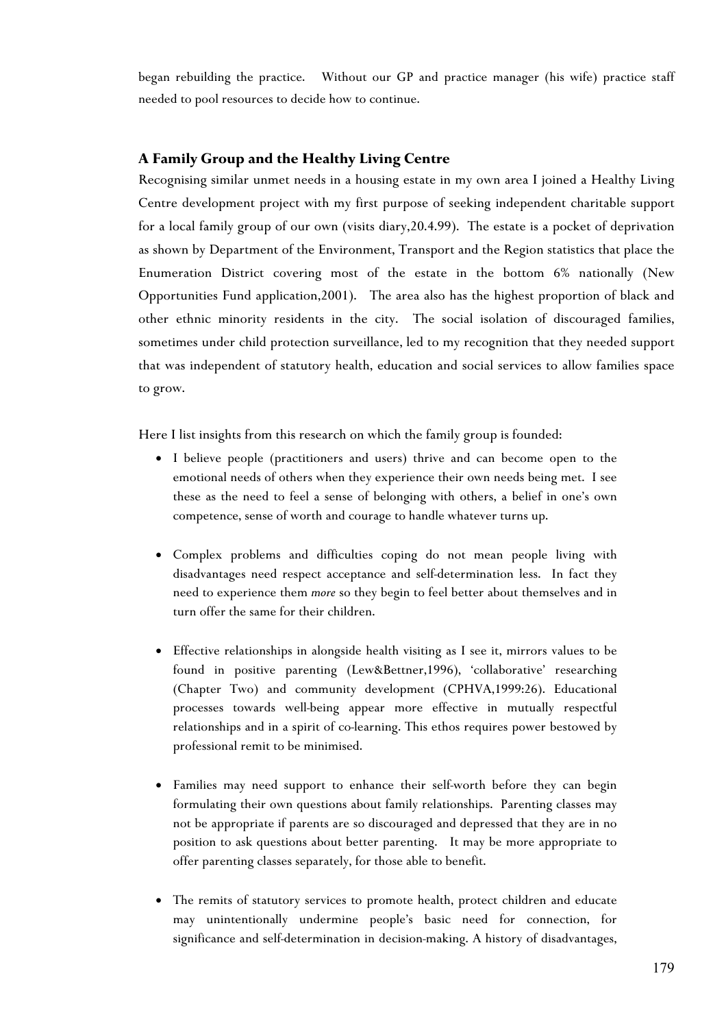began rebuilding the practice. Without our GP and practice manager (his wife) practice staff needed to pool resources to decide how to continue.

### A Family Group and the Healthy Living Centre

Recognising similar unmet needs in a housing estate in my own area I joined a Healthy Living Centre development project with my first purpose of seeking independent charitable support for a local family group of our own (visits diary,20.4.99). The estate is a pocket of deprivation as shown by Department of the Environment, Transport and the Region statistics that place the Enumeration District covering most of the estate in the bottom 6% nationally (New Opportunities Fund application,2001). The area also has the highest proportion of black and other ethnic minority residents in the city. The social isolation of discouraged families, sometimes under child protection surveillance, led to my recognition that they needed support that was independent of statutory health, education and social services to allow families space to grow.

Here I list insights from this research on which the family group is founded:

- I believe people (practitioners and users) thrive and can become open to the emotional needs of others when they experience their own needs being met. I see these as the need to feel a sense of belonging with others, a belief in one's own competence, sense of worth and courage to handle whatever turns up.

- Complex problems and difficulties coping do not mean people living with disadvantages need respect acceptance and self-determination less. In fact they need to experience them *more* so they begin to feel better about themselves and in turn offer the same for their children.

- Effective relationships in alongside health visiting as I see it, mirrors values to be found in positive parenting (Lew&Bettner,1996), 'collaborative' researching (Chapter Two) and community development (CPHVA,1999:26). Educational processes towards well-being appear more effective in mutually respectful relationships and in a spirit of co-learning. This ethos requires power bestowed by professional remit to be minimised.

- Families may need support to enhance their self-worth before they can begin formulating their own questions about family relationships. Parenting classes may not be appropriate if parents are so discouraged and depressed that they are in no position to ask questions about better parenting. It may be more appropriate to offer parenting classes separately, for those able to benefit.

- The remits of statutory services to promote health, protect children and educate may unintentionally undermine people's basic need for connection, for significance and self-determination in decision-making. A history of disadvantages,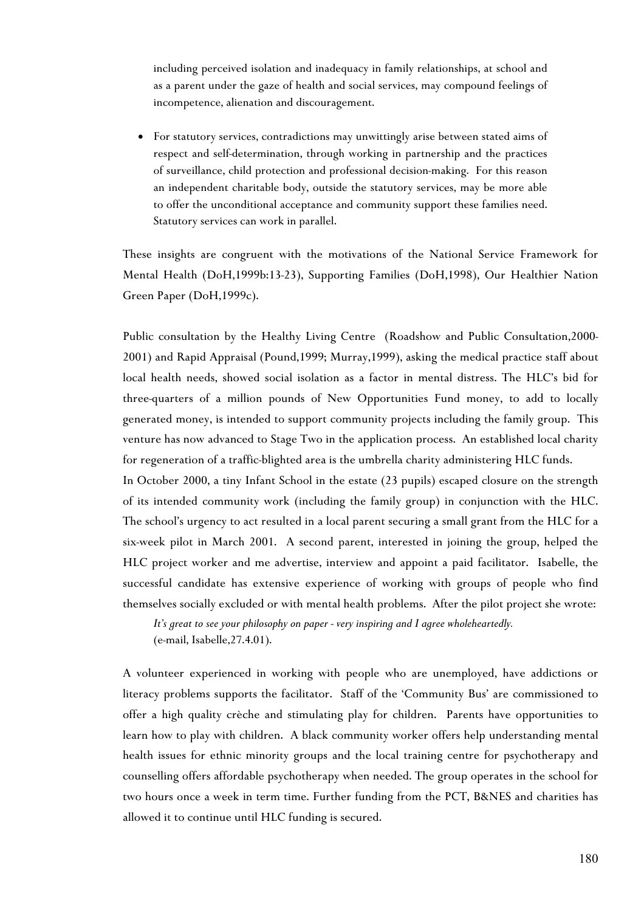including perceived isolation and inadequacy in family relationships, at school and as a parent under the gaze of health and social services, may compound feelings of incompetence, alienation and discouragement.

- For statutory services, contradictions may unwittingly arise between stated aims of respect and self-determination, through working in partnership and the practices of surveillance, child protection and professional decision-making. For this reason an independent charitable body, outside the statutory services, may be more able to offer the unconditional acceptance and community support these families need. Statutory services can work in parallel.

These insights are congruent with the motivations of the National Service Framework for Mental Health (DoH,1999b:13-23), Supporting Families (DoH,1998), Our Healthier Nation Green Paper (DoH,1999c).

Public consultation by the Healthy Living Centre (Roadshow and Public Consultation,2000-2001) and Rapid Appraisal (Pound,1999; Murray,1999), asking the medical practice staff about local health needs, showed social isolation as a factor in mental distress. The HLC's bid for three-quarters of a million pounds of New Opportunities Fund money, to add to locally generated money, is intended to support community projects including the family group. This venture has now advanced to Stage Two in the application process. An established local charity for regeneration of a traffic-blighted area is the umbrella charity administering HLC funds.

In October 2000, a tiny Infant School in the estate (23 pupils) escaped closure on the strength of its intended community work (including the family group) in conjunction with the HLC. The school's urgency to act resulted in a local parent securing a small grant from the HLC for a six-week pilot in March 2001. A second parent, interested in joining the group, helped the HLC project worker and me advertise, interview and appoint a paid facilitator. Isabelle, the successful candidate has extensive experience of working with groups of people who find themselves socially excluded or with mental health problems. After the pilot project she wrote:

> *It's great to see your philosophy on paper - very inspiring and I agree wholeheartedly.*
> (e-mail, Isabelle,27.4.01).

A volunteer experienced in working with people who are unemployed, have addictions or literacy problems supports the facilitator. Staff of the 'Community Bus' are commissioned to offer a high quality crèche and stimulating play for children. Parents have opportunities to learn how to play with children. A black community worker offers help understanding mental health issues for ethnic minority groups and the local training centre for psychotherapy and counselling offers affordable psychotherapy when needed. The group operates in the school for two hours once a week in term time. Further funding from the PCT, B&NES and charities has allowed it to continue until HLC funding is secured.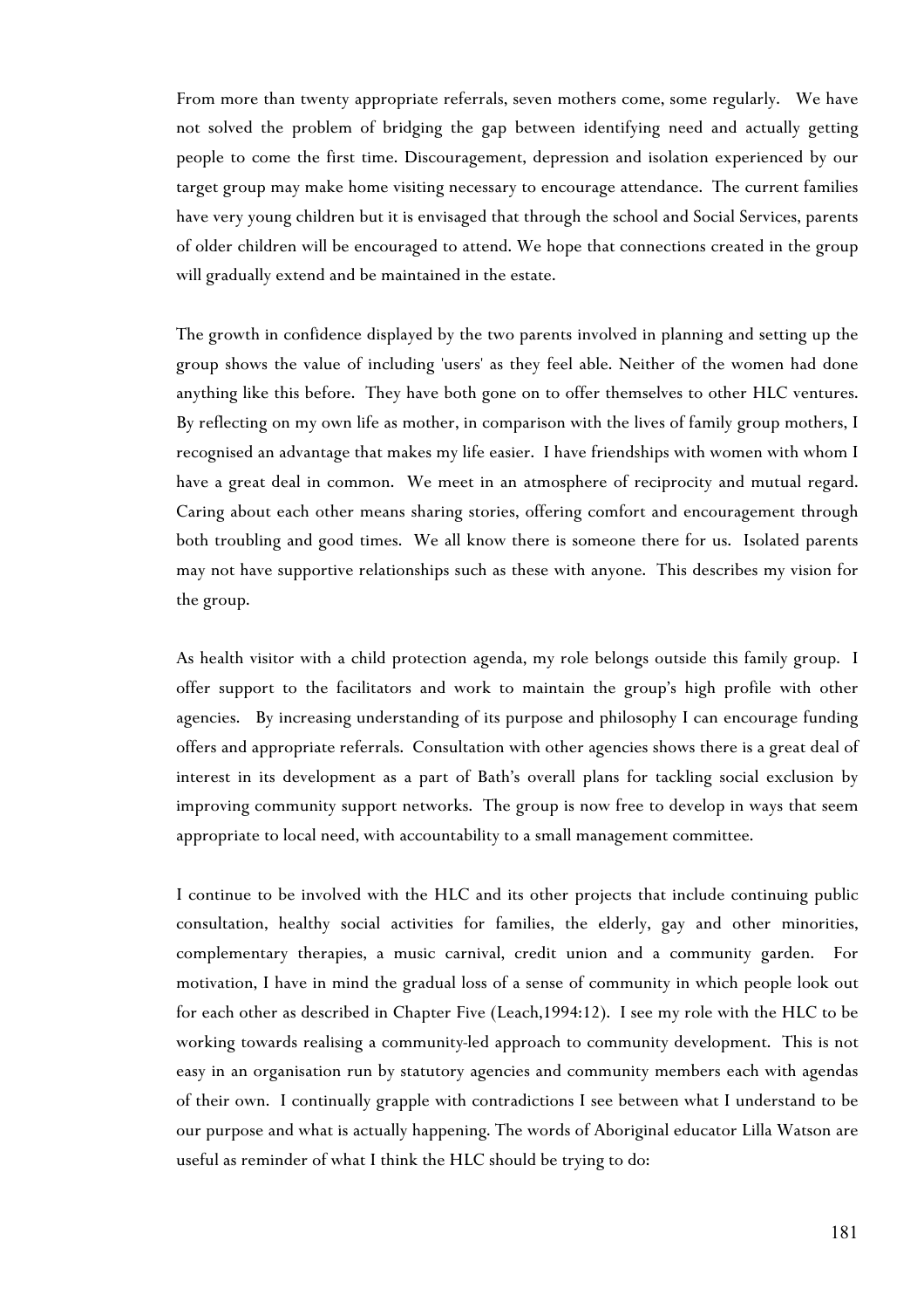From more than twenty appropriate referrals, seven mothers come, some regularly. We have not solved the problem of bridging the gap between identifying need and actually getting people to come the first time. Discouragement, depression and isolation experienced by our target group may make home visiting necessary to encourage attendance. The current families have very young children but it is envisaged that through the school and Social Services, parents of older children will be encouraged to attend. We hope that connections created in the group will gradually extend and be maintained in the estate.

The growth in confidence displayed by the two parents involved in planning and setting up the group shows the value of including 'users' as they feel able. Neither of the women had done anything like this before. They have both gone on to offer themselves to other HLC ventures. By reflecting on my own life as mother, in comparison with the lives of family group mothers, I recognised an advantage that makes my life easier. I have friendships with women with whom I have a great deal in common. We meet in an atmosphere of reciprocity and mutual regard. Caring about each other means sharing stories, offering comfort and encouragement through both troubling and good times. We all know there is someone there for us. Isolated parents may not have supportive relationships such as these with anyone. This describes my vision for the group.

As health visitor with a child protection agenda, my role belongs outside this family group. I offer support to the facilitators and work to maintain the group's high profile with other agencies. By increasing understanding of its purpose and philosophy I can encourage funding offers and appropriate referrals. Consultation with other agencies shows there is a great deal of interest in its development as a part of Bath's overall plans for tackling social exclusion by improving community support networks. The group is now free to develop in ways that seem appropriate to local need, with accountability to a small management committee.

I continue to be involved with the HLC and its other projects that include continuing public consultation, healthy social activities for families, the elderly, gay and other minorities, complementary therapies, a music carnival, credit union and a community garden. For motivation, I have in mind the gradual loss of a sense of community in which people look out for each other as described in Chapter Five (Leach,1994:12). I see my role with the HLC to be working towards realising a community-led approach to community development. This is not easy in an organisation run by statutory agencies and community members each with agendas of their own. I continually grapple with contradictions I see between what I understand to be our purpose and what is actually happening. The words of Aboriginal educator Lilla Watson are useful as reminder of what I think the HLC should be trying to do: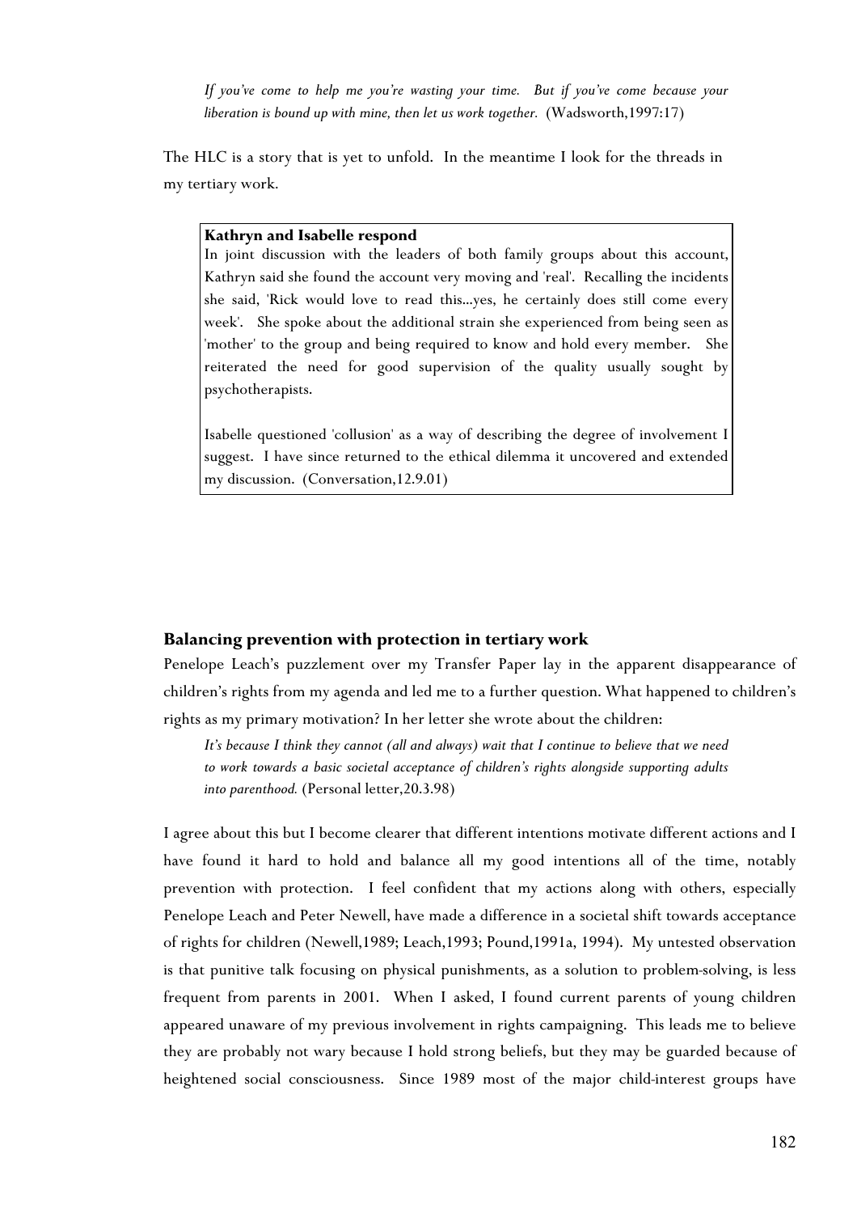*If you've come to help me you're wasting your time. But if you've come because your liberation is bound up with mine, then let us work together.* (Wadsworth,1997:17)

The HLC is a story that is yet to unfold. In the meantime I look for the threads in my tertiary work.

> **Kathryn and Isabelle respond**
> In joint discussion with the leaders of both family groups about this account, Kathryn said she found the account very moving and 'real'. Recalling the incidents she said, 'Rick would love to read this...yes, he certainly does still come every week'. She spoke about the additional strain she experienced from being seen as 'mother' to the group and being required to know and hold every member. She reiterated the need for good supervision of the quality usually sought by psychotherapists.
>
> Isabelle questioned 'collusion' as a way of describing the degree of involvement I suggest. I have since returned to the ethical dilemma it uncovered and extended my discussion. (Conversation,12.9.01)

### Balancing prevention with protection in tertiary work

Penelope Leach's puzzlement over my Transfer Paper lay in the apparent disappearance of children's rights from my agenda and led me to a further question. What happened to children's rights as my primary motivation? In her letter she wrote about the children:

*It's because I think they cannot (all and always) wait that I continue to believe that we need to work towards a basic societal acceptance of children's rights alongside supporting adults into parenthood.* (Personal letter,20.3.98)

I agree about this but I become clearer that different intentions motivate different actions and I have found it hard to hold and balance all my good intentions all of the time, notably prevention with protection. I feel confident that my actions along with others, especially Penelope Leach and Peter Newell, have made a difference in a societal shift towards acceptance of rights for children (Newell,1989; Leach,1993; Pound,1991a, 1994). My untested observation is that punitive talk focusing on physical punishments, as a solution to problem-solving, is less frequent from parents in 2001. When I asked, I found current parents of young children appeared unaware of my previous involvement in rights campaigning. This leads me to believe they are probably not wary because I hold strong beliefs, but they may be guarded because of heightened social consciousness. Since 1989 most of the major child-interest groups have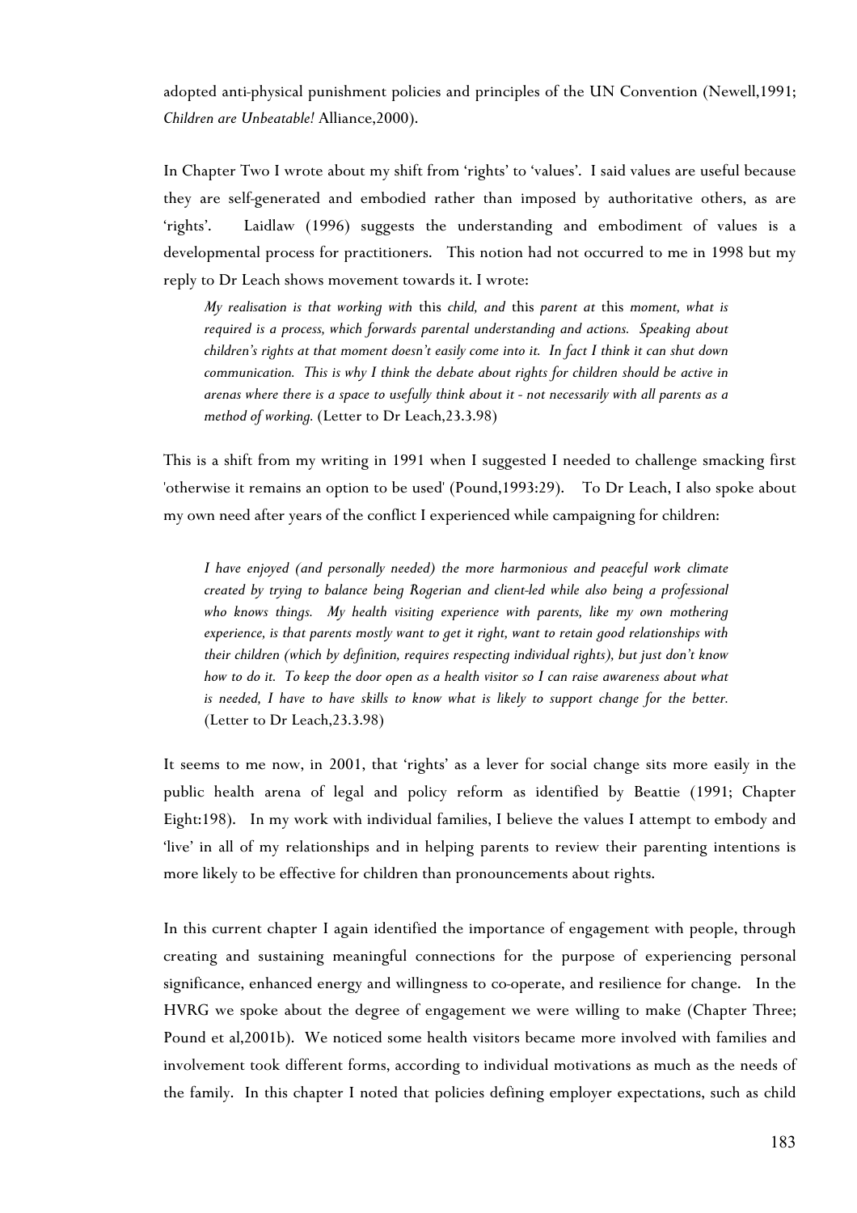adopted anti-physical punishment policies and principles of the UN Convention (Newell,1991; *Children are Unbeatable!* Alliance,2000).

In Chapter Two I wrote about my shift from 'rights' to 'values'. I said values are useful because they are self-generated and embodied rather than imposed by authoritative others, as are 'rights'. Laidlaw (1996) suggests the understanding and embodiment of values is a developmental process for practitioners. This notion had not occurred to me in 1998 but my reply to Dr Leach shows movement towards it. I wrote:

> *My realisation is that working with* this *child, and* this *parent at* this *moment, what is required is a process, which forwards parental understanding and actions. Speaking about children's rights at that moment doesn't easily come into it. In fact I think it can shut down communication. This is why I think the debate about rights for children should be active in arenas where there is a space to usefully think about it - not necessarily with all parents as a method of working.* (Letter to Dr Leach,23.3.98)

This is a shift from my writing in 1991 when I suggested I needed to challenge smacking first 'otherwise it remains an option to be used' (Pound,1993:29). To Dr Leach, I also spoke about my own need after years of the conflict I experienced while campaigning for children:

> *I have enjoyed (and personally needed) the more harmonious and peaceful work climate created by trying to balance being Rogerian and client-led while also being a professional who knows things. My health visiting experience with parents, like my own mothering experience, is that parents mostly want to get it right, want to retain good relationships with their children (which by definition, requires respecting individual rights), but just don't know how to do it. To keep the door open as a health visitor so I can raise awareness about what is needed, I have to have skills to know what is likely to support change for the better.* (Letter to Dr Leach,23.3.98)

It seems to me now, in 2001, that 'rights' as a lever for social change sits more easily in the public health arena of legal and policy reform as identified by Beattie (1991; Chapter Eight:198). In my work with individual families, I believe the values I attempt to embody and 'live' in all of my relationships and in helping parents to review their parenting intentions is more likely to be effective for children than pronouncements about rights.

In this current chapter I again identified the importance of engagement with people, through creating and sustaining meaningful connections for the purpose of experiencing personal significance, enhanced energy and willingness to co-operate, and resilience for change. In the HVRG we spoke about the degree of engagement we were willing to make (Chapter Three; Pound et al,2001b). We noticed some health visitors became more involved with families and involvement took different forms, according to individual motivations as much as the needs of the family. In this chapter I noted that policies defining employer expectations, such as child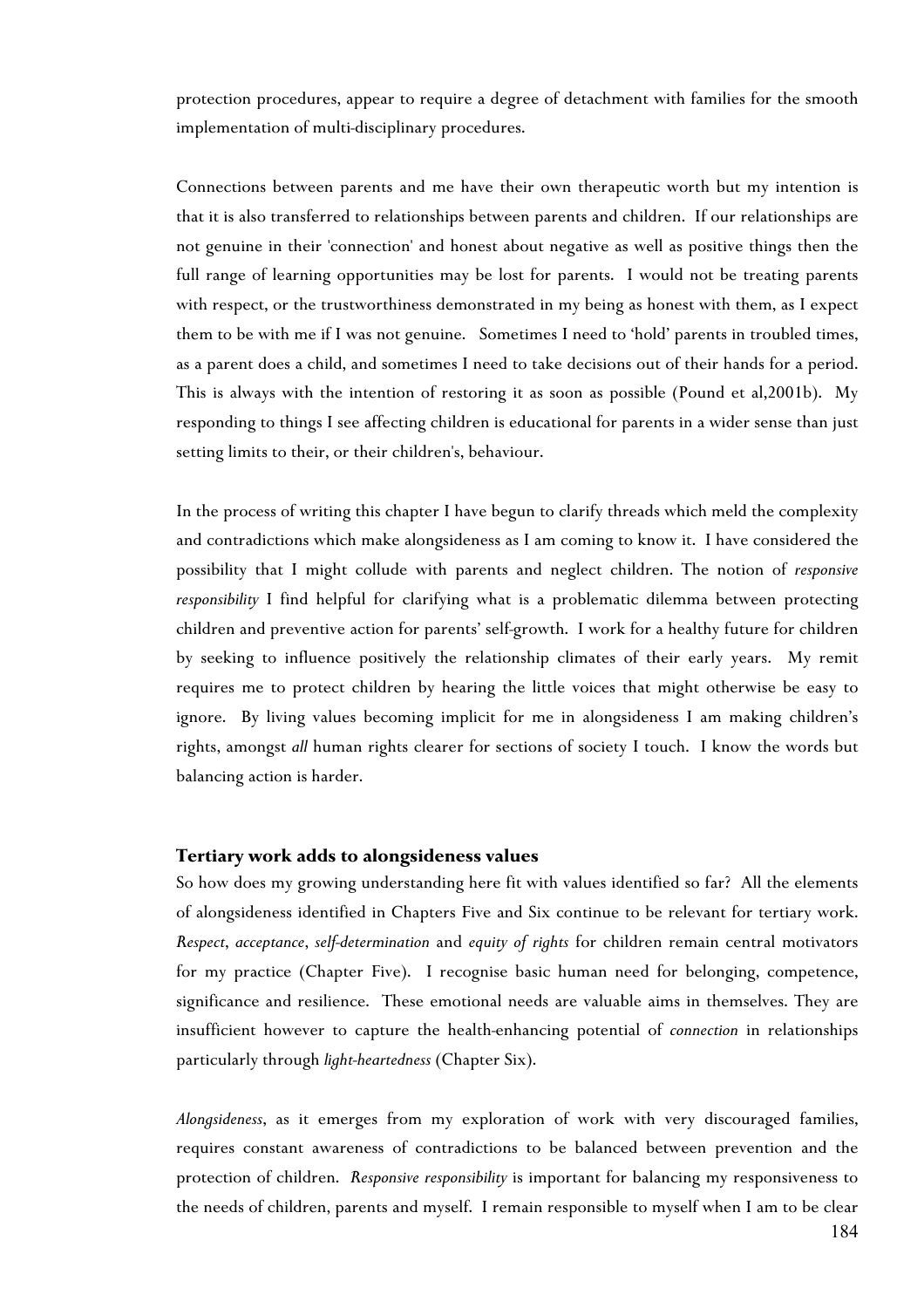protection procedures, appear to require a degree of detachment with families for the smooth implementation of multi-disciplinary procedures.

Connections between parents and me have their own therapeutic worth but my intention is that it is also transferred to relationships between parents and children. If our relationships are not genuine in their 'connection' and honest about negative as well as positive things then the full range of learning opportunities may be lost for parents. I would not be treating parents with respect, or the trustworthiness demonstrated in my being as honest with them, as I expect them to be with me if I was not genuine. Sometimes I need to 'hold' parents in troubled times, as a parent does a child, and sometimes I need to take decisions out of their hands for a period. This is always with the intention of restoring it as soon as possible (Pound et al,2001b). My responding to things I see affecting children is educational for parents in a wider sense than just setting limits to their, or their children's, behaviour.

In the process of writing this chapter I have begun to clarify threads which meld the complexity and contradictions which make alongsideness as I am coming to know it. I have considered the possibility that I might collude with parents and neglect children. The notion of *responsive responsibility* I find helpful for clarifying what is a problematic dilemma between protecting children and preventive action for parents' self-growth. I work for a healthy future for children by seeking to influence positively the relationship climates of their early years. My remit requires me to protect children by hearing the little voices that might otherwise be easy to ignore. By living values becoming implicit for me in alongsideness I am making children's rights, amongst *all* human rights clearer for sections of society I touch. I know the words but balancing action is harder.

### Tertiary work adds to alongsideness values

So how does my growing understanding here fit with values identified so far? All the elements of alongsideness identified in Chapters Five and Six continue to be relevant for tertiary work. *Respect*, *acceptance*, *self-determination* and *equity of rights* for children remain central motivators for my practice (Chapter Five). I recognise basic human need for belonging, competence, significance and resilience. These emotional needs are valuable aims in themselves. They are insufficient however to capture the health-enhancing potential of *connection* in relationships particularly through *light-heartedness* (Chapter Six).

*Alongsideness*, as it emerges from my exploration of work with very discouraged families, requires constant awareness of contradictions to be balanced between prevention and the protection of children. *Responsive responsibility* is important for balancing my responsiveness to the needs of children, parents and myself. I remain responsible to myself when I am to be clear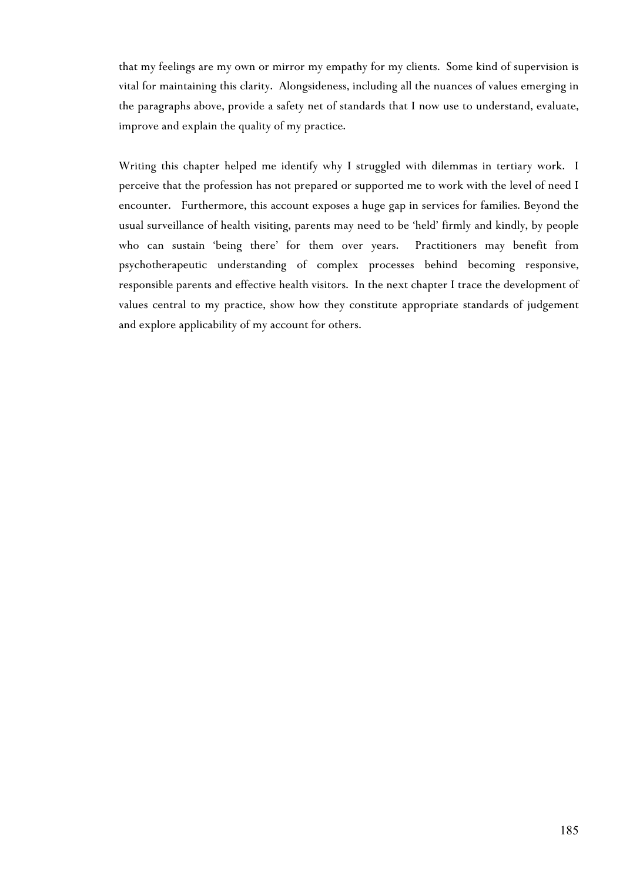that my feelings are my own or mirror my empathy for my clients. Some kind of supervision is vital for maintaining this clarity. Alongsideness, including all the nuances of values emerging in the paragraphs above, provide a safety net of standards that I now use to understand, evaluate, improve and explain the quality of my practice.

Writing this chapter helped me identify why I struggled with dilemmas in tertiary work. I perceive that the profession has not prepared or supported me to work with the level of need I encounter. Furthermore, this account exposes a huge gap in services for families. Beyond the usual surveillance of health visiting, parents may need to be 'held' firmly and kindly, by people who can sustain 'being there' for them over years. Practitioners may benefit from psychotherapeutic understanding of complex processes behind becoming responsive, responsible parents and effective health visitors. In the next chapter I trace the development of values central to my practice, show how they constitute appropriate standards of judgement and explore applicability of my account for others.